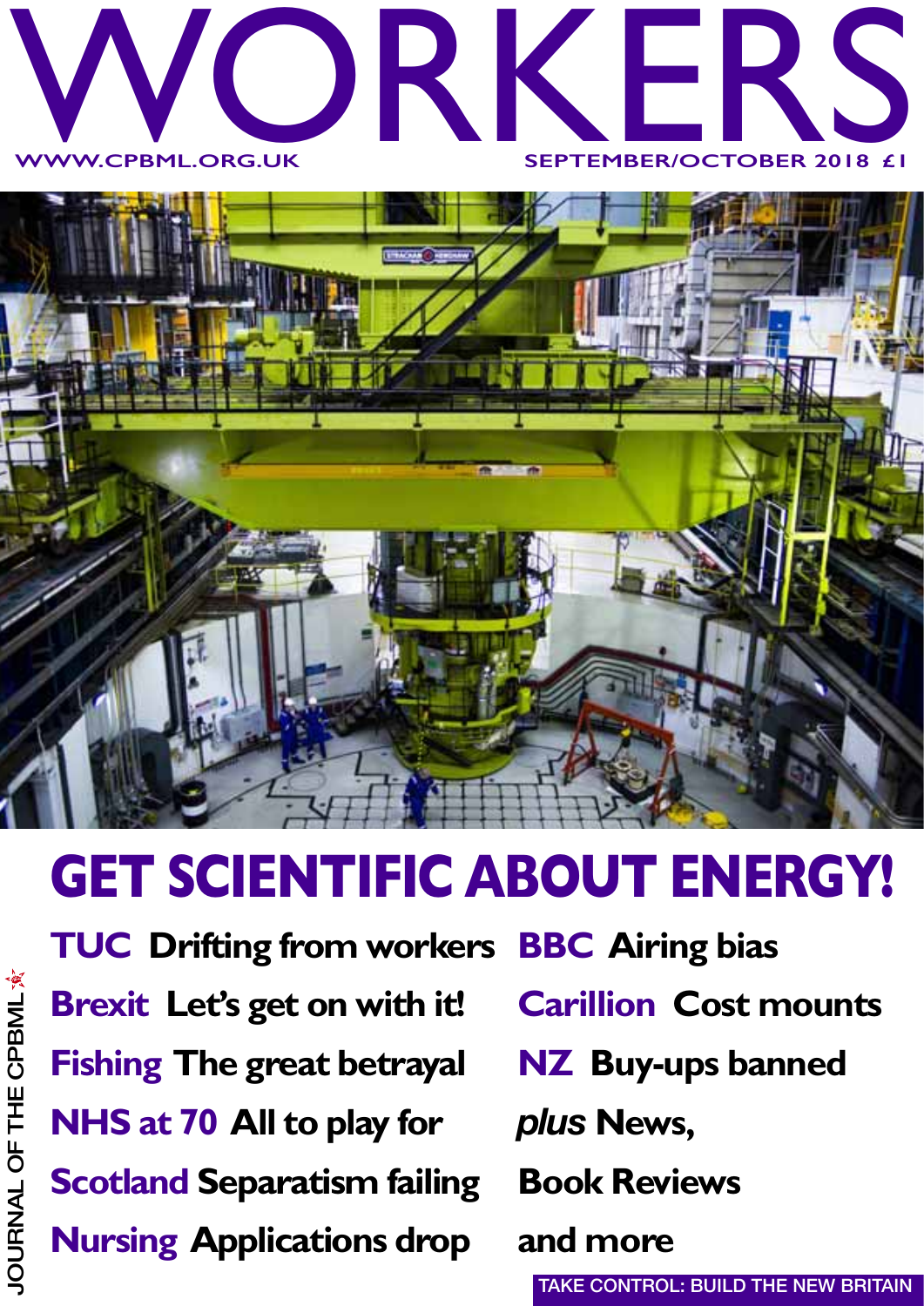# WORKERS

WWW.CPBML.ORG.UK

SEPTEMBER/OCTOBER 2018 £1

## GET SCIENTIFIC ABOUT ENERGY!

**TUC** Drifting from workers

**Brexit** Let's get on with it!

**Fishing** The great betrayal

**NHS at 70** All to play for

**Scotland** Separatism failing

**Nursing** Applications drop

**BBC** Airing bias

**Carillion** Cost mounts

**NZ** Buy-ups banned

*plus* News, Book Reviews and more

JOURNAL OF THE CPBML

TAKE CONTROL: BUILD THE NEW BRITAIN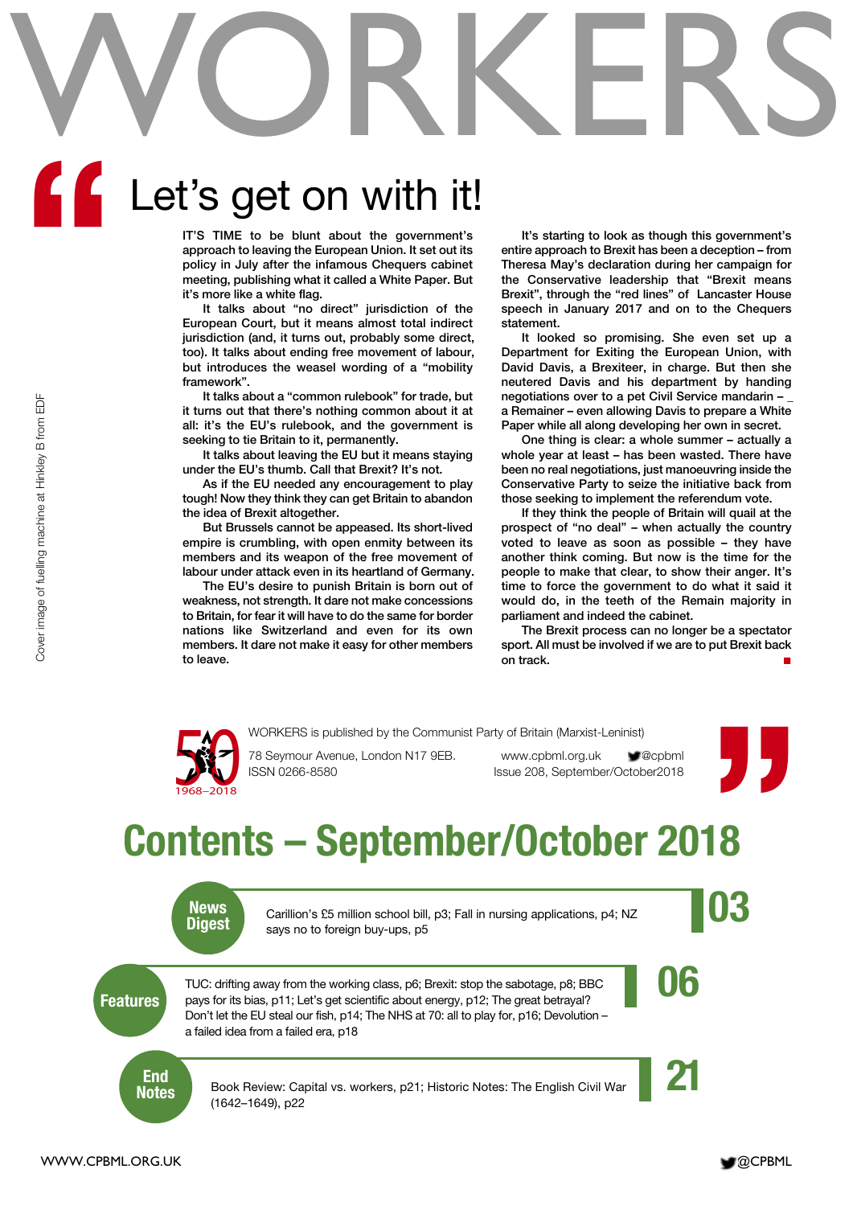# WORKERS

## Let's get on with it!

IT'S TIME to be blunt about the government's approach to leaving the European Union. It set out its policy in July after the infamous Chequers cabinet meeting, publishing what it called a White Paper. But it's more like a white flag.

It talks about "no direct" jurisdiction of the European Court, but it means almost total indirect jurisdiction (and, it turns out, probably some direct, too). It talks about ending free movement of labour, but introduces the weasel wording of a "mobility framework".

It talks about a "common rulebook" for trade, but it turns out that there's nothing common about it at all: it's the EU's rulebook, and the government is seeking to tie Britain to it, permanently.

It talks about leaving the EU but it means staying under the EU's thumb. Call that Brexit? It's not.

As if the EU needed any encouragement to play tough! Now they think they can get Britain to abandon the idea of Brexit altogether.

But Brussels cannot be appeased. Its short-lived empire is crumbling, with open enmity between its members and its weapon of the free movement of labour under attack even in its heartland of Germany.

The EU's desire to punish Britain is born out of weakness, not strength. It dare not make concessions to Britain, for fear it will have to do the same for border nations like Switzerland and even for its own members. It dare not make it easy for other members to leave.

It's starting to look as though this government's entire approach to Brexit has been a deception – from Theresa May's declaration during her campaign for the Conservative leadership that "Brexit means Brexit", through the "red lines" of Lancaster House speech in January 2017 and on to the Chequers statement.

It looked so promising. She even set up a Department for Exiting the European Union, with David Davis, a Brexiteer, in charge. But then she neutered Davis and his department by handing negotiations over to a pet Civil Service mandarin – a Remainer – even allowing Davis to prepare a White Paper while all along developing her own in secret.

One thing is clear: a whole summer – actually a whole year at least – has been wasted. There have been no real negotiations, just manoeuvring inside the Conservative Party to seize the initiative back from those seeking to implement the referendum vote.

If they think the people of Britain will quail at the prospect of "no deal" – when actually the country voted to leave as soon as possible – they have another think coming. But now is the time for the people to make that clear, to show their anger. It's time to force the government to do what it said it would do, in the teeth of the Remain majority in parliament and indeed the cabinet.

The Brexit process can no longer be a spectator sport. All must be involved if we are to put Brexit back on track. ■

Cover image of fuelling machine at Hinkley B from EDF

1968–2018

WORKERS is published by the Communist Party of Britain (Marxist-Leninist)

78 Seymour Avenue, London N17 9EB. ISSN 0266-8580

www.cpbml.org.uk @cpbml
Issue 208, September/October2018

# Contents – September/October 2018

**News Digest** — **03**
Carillion's £5 million school bill, p3; Fall in nursing applications, p4; NZ says no to foreign buy-ups, p5

**Features** — **06**
TUC: drifting away from the working class, p6; Brexit: stop the sabotage, p8; BBC pays for its bias, p11; Let's get scientific about energy, p12; The great betrayal? Don't let the EU steal our fish, p14; The NHS at 70: all to play for, p16; Devolution – a failed idea from a failed era, p18

**End Notes** — **21**
Book Review: Capital vs. workers, p21; Historic Notes: The English Civil War (1642–1649), p22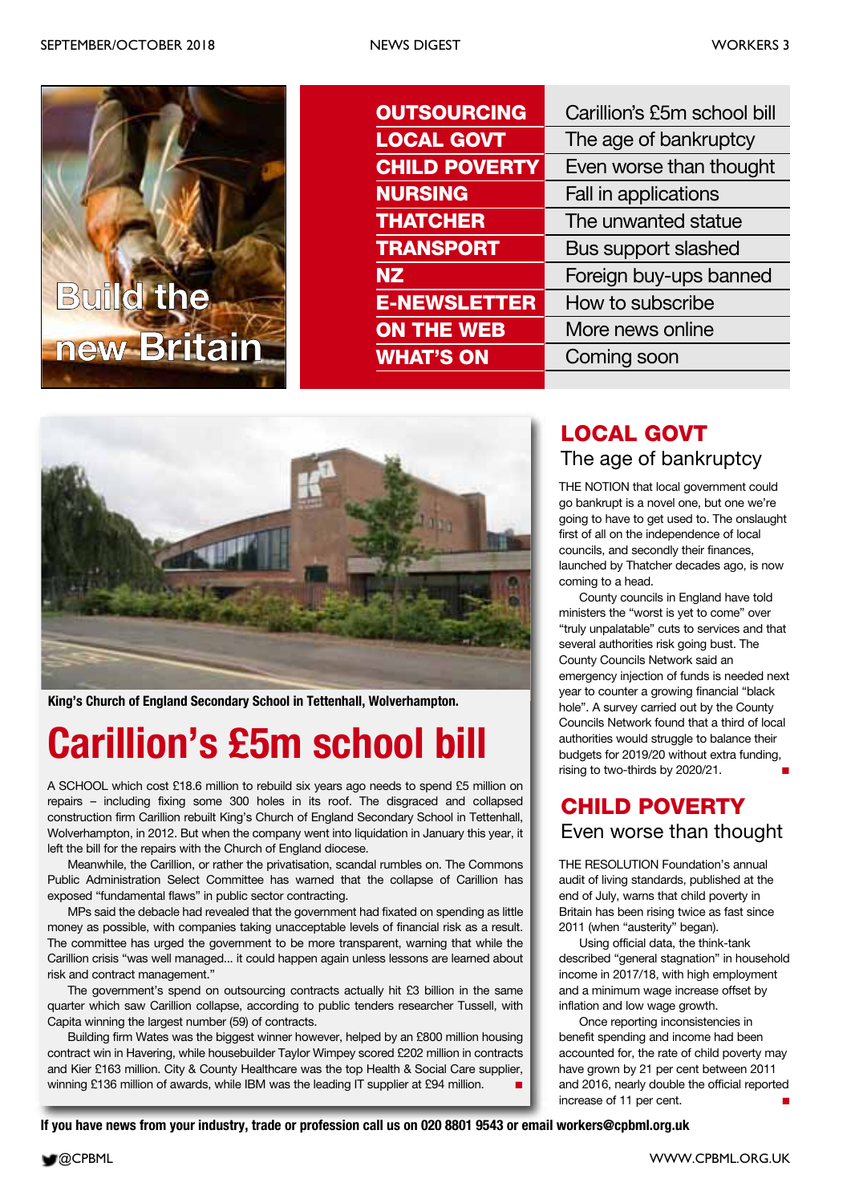Build the new Britain

| | |
|---|---|
| **OUTSOURCING** | Carillion's £5m school bill |
| **LOCAL GOVT** | The age of bankruptcy |
| **CHILD POVERTY** | Even worse than thought |
| **NURSING** | Fall in applications |
| **THATCHER** | The unwanted statue |
| **TRANSPORT** | Bus support slashed |
| **NZ** | Foreign buy-ups banned |
| **E-NEWSLETTER** | How to subscribe |
| **ON THE WEB** | More news online |
| **WHAT'S ON** | Coming soon |

**King's Church of England Secondary School in Tettenhall, Wolverhampton.**

# Carillion's £5m school bill

A SCHOOL which cost £18.6 million to rebuild six years ago needs to spend £5 million on repairs – including fixing some 300 holes in its roof. The disgraced and collapsed construction firm Carillion rebuilt King's Church of England Secondary School in Tettenhall, Wolverhampton, in 2012. But when the company went into liquidation in January this year, it left the bill for the repairs with the Church of England diocese.

Meanwhile, the Carillion, or rather the privatisation, scandal rumbles on. The Commons Public Administration Select Committee has warned that the collapse of Carillion has exposed "fundamental flaws" in public sector contracting.

MPs said the debacle had revealed that the government had fixated on spending as little money as possible, with companies taking unacceptable levels of financial risk as a result. The committee has urged the government to be more transparent, warning that while the Carillion crisis "was well managed... it could happen again unless lessons are learned about risk and contract management."

The government's spend on outsourcing contracts actually hit £3 billion in the same quarter which saw Carillion collapse, according to public tenders researcher Tussell, with Capita winning the largest number (59) of contracts.

Building firm Wates was the biggest winner however, helped by an £800 million housing contract win in Havering, while housebuilder Taylor Wimpey scored £202 million in contracts and Kier £163 million. City & County Healthcare was the top Health & Social Care supplier, winning £136 million of awards, while IBM was the leading IT supplier at £94 million. ■

## LOCAL GOVT
### The age of bankruptcy

THE NOTION that local government could go bankrupt is a novel one, but one we're going to have to get used to. The onslaught first of all on the independence of local councils, and secondly their finances, launched by Thatcher decades ago, is now coming to a head.

County councils in England have told ministers the "worst is yet to come" over "truly unpalatable" cuts to services and that several authorities risk going bust. The County Councils Network said an emergency injection of funds is needed next year to counter a growing financial "black hole". A survey carried out by the County Councils Network found that a third of local authorities would struggle to balance their budgets for 2019/20 without extra funding, rising to two-thirds by 2020/21. ■

## CHILD POVERTY
### Even worse than thought

THE RESOLUTION Foundation's annual audit of living standards, published at the end of July, warns that child poverty in Britain has been rising twice as fast since 2011 (when "austerity" began).

Using official data, the think-tank described "general stagnation" in household income in 2017/18, with high employment and a minimum wage increase offset by inflation and low wage growth.

Once reporting inconsistencies in benefit spending and income had been accounted for, the rate of child poverty may have grown by 21 per cent between 2011 and 2016, nearly double the official reported increase of 11 per cent. ■

**If you have news from your industry, trade or profession call us on 020 8801 9543 or email workers@cpbml.org.uk**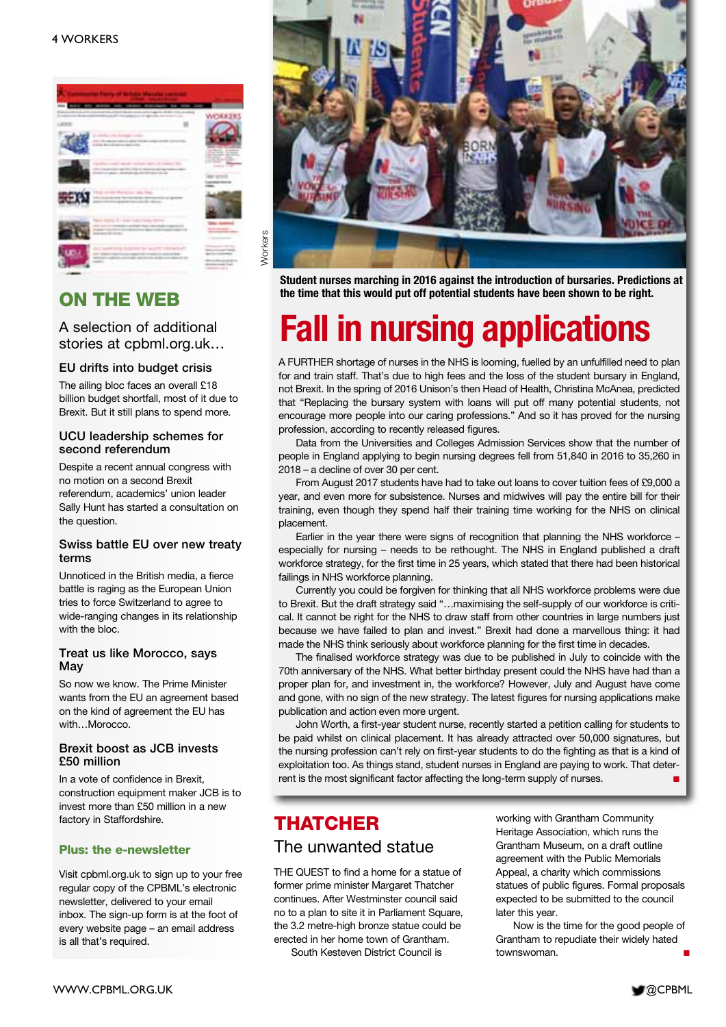## ON THE WEB

A selection of additional stories at cpbml.org.uk…

### EU drifts into budget crisis

The ailing bloc faces an overall £18 billion budget shortfall, most of it due to Brexit. But it still plans to spend more.

### UCU leadership schemes for second referendum

Despite a recent annual congress with no motion on a second Brexit referendum, academics' union leader Sally Hunt has started a consultation on the question.

### Swiss battle EU over new treaty terms

Unnoticed in the British media, a fierce battle is raging as the European Union tries to force Switzerland to agree to wide-ranging changes in its relationship with the bloc.

### Treat us like Morocco, says May

So now we know. The Prime Minister wants from the EU an agreement based on the kind of agreement the EU has with…Morocco.

### Brexit boost as JCB invests £50 million

In a vote of confidence in Brexit, construction equipment maker JCB is to invest more than £50 million in a new factory in Staffordshire.

### Plus: the e-newsletter

Visit cpbml.org.uk to sign up to your free regular copy of the CPBML's electronic newsletter, delivered to your email inbox. The sign-up form is at the foot of every website page – an email address is all that's required.

**Student nurses marching in 2016 against the introduction of bursaries. Predictions at the time that this would put off potential students have been shown to be right.**

# Fall in nursing applications

A FURTHER shortage of nurses in the NHS is looming, fuelled by an unfulfilled need to plan for and train staff. That's due to high fees and the loss of the student bursary in England, not Brexit. In the spring of 2016 Unison's then Head of Health, Christina McAnea, predicted that "Replacing the bursary system with loans will put off many potential students, not encourage more people into our caring professions." And so it has proved for the nursing profession, according to recently released figures.

Data from the Universities and Colleges Admission Services show that the number of people in England applying to begin nursing degrees fell from 51,840 in 2016 to 35,260 in 2018 – a decline of over 30 per cent.

From August 2017 students have had to take out loans to cover tuition fees of £9,000 a year, and even more for subsistence. Nurses and midwives will pay the entire bill for their training, even though they spend half their training time working for the NHS on clinical placement.

Earlier in the year there were signs of recognition that planning the NHS workforce – especially for nursing – needs to be rethought. The NHS in England published a draft workforce strategy, for the first time in 25 years, which stated that there had been historical failings in NHS workforce planning.

Currently you could be forgiven for thinking that all NHS workforce problems were due to Brexit. But the draft strategy said "…maximising the self-supply of our workforce is critical. It cannot be right for the NHS to draw staff from other countries in large numbers just because we have failed to plan and invest." Brexit had done a marvellous thing: it had made the NHS think seriously about workforce planning for the first time in decades.

The finalised workforce strategy was due to be published in July to coincide with the 70th anniversary of the NHS. What better birthday present could the NHS have had than a proper plan for, and investment in, the workforce? However, July and August have come and gone, with no sign of the new strategy. The latest figures for nursing applications make publication and action even more urgent.

John Worth, a first-year student nurse, recently started a petition calling for students to be paid whilst on clinical placement. It has already attracted over 50,000 signatures, but the nursing profession can't rely on first-year students to do the fighting as that is a kind of exploitation too. As things stand, student nurses in England are paying to work. That deterrent is the most significant factor affecting the long-term supply of nurses. ■

## THATCHER

### The unwanted statue

THE QUEST to find a home for a statue of former prime minister Margaret Thatcher continues. After Westminster council said no to a plan to site it in Parliament Square, the 3.2 metre-high bronze statue could be erected in her home town of Grantham.

South Kesteven District Council is working with Grantham Community Heritage Association, which runs the Grantham Museum, on a draft outline agreement with the Public Memorials Appeal, a charity which commissions statues of public figures. Formal proposals expected to be submitted to the council later this year.

Now is the time for the good people of Grantham to repudiate their widely hated townswoman. ■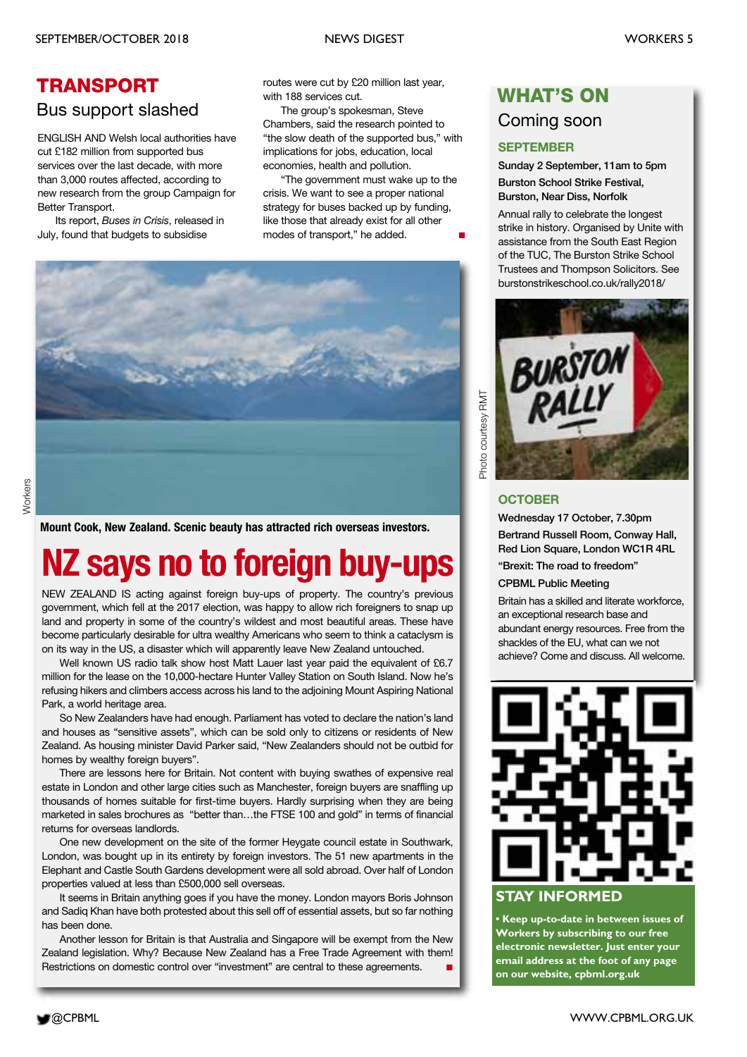## TRANSPORT

### Bus support slashed

ENGLISH AND Welsh local authorities have cut £182 million from supported bus services over the last decade, with more than 3,000 routes affected, according to new research from the group Campaign for Better Transport.

Its report, *Buses in Crisis*, released in July, found that budgets to subsidise routes were cut by £20 million last year, with 188 services cut.

The group's spokesman, Steve Chambers, said the research pointed to "the slow death of the supported bus," with implications for jobs, education, local economies, health and pollution.

"The government must wake up to the crisis. We want to see a proper national strategy for buses backed up by funding, like those that already exist for all other modes of transport," he added. ■

Workers

**Mount Cook, New Zealand. Scenic beauty has attracted rich overseas investors.**

# NZ says no to foreign buy-ups

NEW ZEALAND IS acting against foreign buy-ups of property. The country's previous government, which fell at the 2017 election, was happy to allow rich foreigners to snap up land and property in some of the country's wildest and most beautiful areas. These have become particularly desirable for ultra wealthy Americans who seem to think a cataclysm is on its way in the US, a disaster which will apparently leave New Zealand untouched.

Well known US radio talk show host Matt Lauer last year paid the equivalent of £6.7 million for the lease on the 10,000-hectare Hunter Valley Station on South Island. Now he's refusing hikers and climbers access across his land to the adjoining Mount Aspiring National Park, a world heritage area.

So New Zealanders have had enough. Parliament has voted to declare the nation's land and houses as "sensitive assets", which can be sold only to citizens or residents of New Zealand. As housing minister David Parker said, "New Zealanders should not be outbid for homes by wealthy foreign buyers".

There are lessons here for Britain. Not content with buying swathes of expensive real estate in London and other large cities such as Manchester, foreign buyers are snaffling up thousands of homes suitable for first-time buyers. Hardly surprising when they are being marketed in sales brochures as "better than…the FTSE 100 and gold" in terms of financial returns for overseas landlords.

One new development on the site of the former Heygate council estate in Southwark, London, was bought up in its entirety by foreign investors. The 51 new apartments in the Elephant and Castle South Gardens development were all sold abroad. Over half of London properties valued at less than £500,000 sell overseas.

It seems in Britain anything goes if you have the money. London mayors Boris Johnson and Sadiq Khan have both protested about this sell off of essential assets, but so far nothing has been done.

Another lesson for Britain is that Australia and Singapore will be exempt from the New Zealand legislation. Why? Because New Zealand has a Free Trade Agreement with them! Restrictions on domestic control over "investment" are central to these agreements. ■

## WHAT'S ON

### Coming soon

#### SEPTEMBER

**Sunday 2 September, 11am to 5pm**

**Burston School Strike Festival, Burston, Near Diss, Norfolk**

Annual rally to celebrate the longest strike in history. Organised by Unite with assistance from the South East Region of the TUC, The Burston Strike School Trustees and Thompson Solicitors. See burstonstrikeschool.co.uk/rally2018/

Photo courtesy RMT

#### OCTOBER

**Wednesday 17 October, 7.30pm**

**Bertrand Russell Room, Conway Hall, Red Lion Square, London WC1R 4RL**

**"Brexit: The road to freedom"**

**CPBML Public Meeting**

Britain has a skilled and literate workforce, an exceptional research base and abundant energy resources. Free from the shackles of the EU, what can we not achieve? Come and discuss. All welcome.

## STAY INFORMED

**• Keep up-to-date in between issues of Workers by subscribing to our free electronic newsletter. Just enter your email address at the foot of any page on our website, cpbml.org.uk**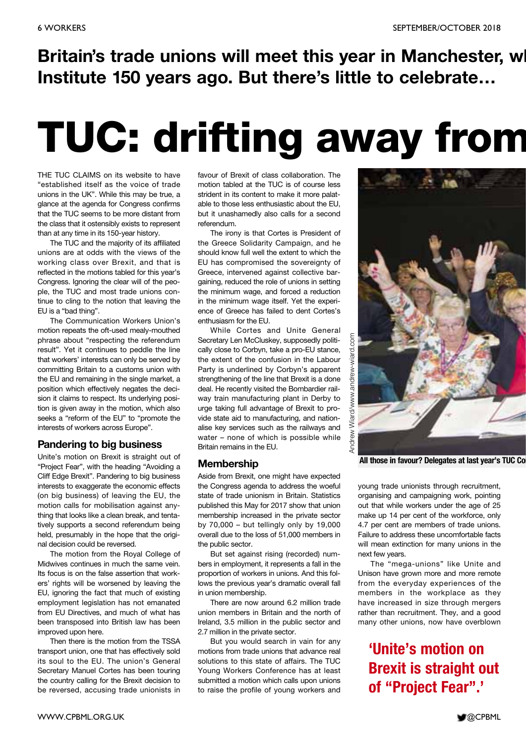**Britain's trade unions will meet this year in Manchester, wl Institute 150 years ago. But there's little to celebrate…**

# TUC: drifting away from

THE TUC CLAIMS on its website to have "established itself as the voice of trade unions in the UK". While this may be true, a glance at the agenda for Congress confirms that the TUC seems to be more distant from the class that it ostensibly exists to represent than at any time in its 150-year history.

The TUC and the majority of its affiliated unions are at odds with the views of the working class over Brexit, and that is reflected in the motions tabled for this year's Congress. Ignoring the clear will of the people, the TUC and most trade unions continue to cling to the notion that leaving the EU is a "bad thing".

The Communication Workers Union's motion repeats the oft-used mealy-mouthed phrase about "respecting the referendum result". Yet it continues to peddle the line that workers' interests can only be served by committing Britain to a customs union with the EU and remaining in the single market, a position which effectively negates the decision it claims to respect. Its underlying position is given away in the motion, which also seeks a "reform of the EU" to "promote the interests of workers across Europe".

## Pandering to big business

Unite's motion on Brexit is straight out of "Project Fear", with the heading "Avoiding a Cliff Edge Brexit". Pandering to big business interests to exaggerate the economic effects (on big business) of leaving the EU, the motion calls for mobilisation against anything that looks like a clean break, and tentatively supports a second referendum being held, presumably in the hope that the original decision could be reversed.

The motion from the Royal College of Midwives continues in much the same vein. Its focus is on the false assertion that workers' rights will be worsened by leaving the EU, ignoring the fact that much of existing employment legislation has not emanated from EU Directives, and much of what has been transposed into British law has been improved upon here.

Then there is the motion from the TSSA transport union, one that has effectively sold its soul to the EU. The union's General Secretary Manuel Cortes has been touring the country calling for the Brexit decision to be reversed, accusing trade unionists in favour of Brexit of class collaboration. The motion tabled at the TUC is of course less strident in its content to make it more palatable to those less enthusiastic about the EU, but it unashamedly also calls for a second referendum.

The irony is that Cortes is President of the Greece Solidarity Campaign, and he should know full well the extent to which the EU has compromised the sovereignty of Greece, intervened against collective bargaining, reduced the role of unions in setting the minimum wage, and forced a reduction in the minimum wage itself. Yet the experience of Greece has failed to dent Cortes's enthusiasm for the EU.

While Cortes and Unite General Secretary Len McCluskey, supposedly politically close to Corbyn, take a pro-EU stance, the extent of the confusion in the Labour Party is underlined by Corbyn's apparent strengthening of the line that Brexit is a done deal. He recently visited the Bombardier railway train manufacturing plant in Derby to urge taking full advantage of Brexit to provide state aid to manufacturing, and nationalise key services such as the railways and water – none of which is possible while Britain remains in the EU.

## Membership

Aside from Brexit, one might have expected the Congress agenda to address the woeful state of trade unionism in Britain. Statistics published this May for 2017 show that union membership increased in the private sector by 70,000 – but tellingly only by 19,000 overall due to the loss of 51,000 members in the public sector.

But set against rising (recorded) numbers in employment, it represents a fall in the proportion of workers in unions. And this follows the previous year's dramatic overall fall in union membership.

There are now around 6.2 million trade union members in Britain and the north of Ireland, 3.5 million in the public sector and 2.7 million in the private sector.

But you would search in vain for any motions from trade unions that advance real solutions to this state of affairs. The TUC Young Workers Conference has at least submitted a motion which calls upon unions to raise the profile of young workers and young trade unionists through recruitment, organising and campaigning work, pointing out that while workers under the age of 25 make up 14 per cent of the workforce, only 4.7 per cent are members of trade unions. Failure to address these uncomfortable facts will mean extinction for many unions in the next few years.

The "mega-unions" like Unite and Unison have grown more and more remote from the everyday experiences of the members in the workplace as they have increased in size through mergers rather than recruitment. They, and a good many other unions, now have overblown

Andrew Wiard/www.andrew-wiard.com

**All those in favour? Delegates at last year's TUC Co**

**'Unite's motion on Brexit is straight out of "Project Fear".'**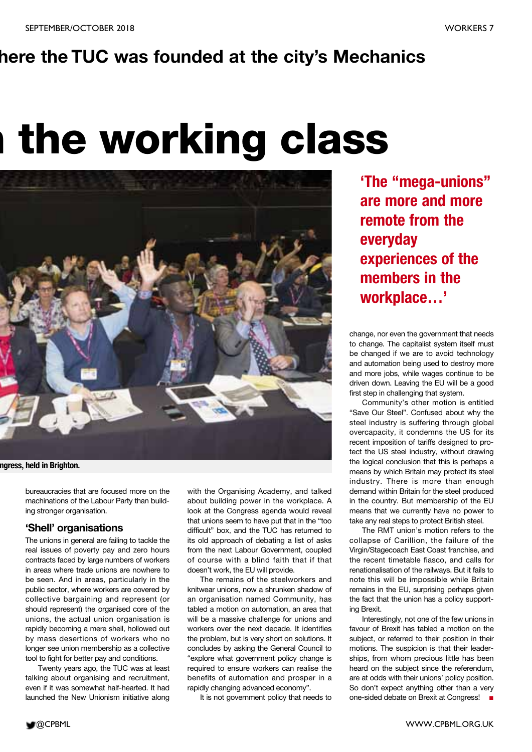here the TUC was founded at the city's Mechanics

# the working class

ngress, held in Brighton.

**'The "mega-unions" are more and more remote from the everyday experiences of the members in the workplace…'**

bureaucracies that are focused more on the machinations of the Labour Party than building stronger organisation.

## 'Shell' organisations

The unions in general are failing to tackle the real issues of poverty pay and zero hours contracts faced by large numbers of workers in areas where trade unions are nowhere to be seen. And in areas, particularly in the public sector, where workers are covered by collective bargaining and represent (or should represent) the organised core of the unions, the actual union organisation is rapidly becoming a mere shell, hollowed out by mass desertions of workers who no longer see union membership as a collective tool to fight for better pay and conditions.

Twenty years ago, the TUC was at least talking about organising and recruitment, even if it was somewhat half-hearted. It had launched the New Unionism initiative along with the Organising Academy, and talked about building power in the workplace. A look at the Congress agenda would reveal that unions seem to have put that in the "too difficult" box, and the TUC has returned to its old approach of debating a list of asks from the next Labour Government, coupled of course with a blind faith that if that doesn't work, the EU will provide.

The remains of the steelworkers and knitwear unions, now a shrunken shadow of an organisation named Community, has tabled a motion on automation, an area that will be a massive challenge for unions and workers over the next decade. It identifies the problem, but is very short on solutions. It concludes by asking the General Council to "explore what government policy change is required to ensure workers can realise the benefits of automation and prosper in a rapidly changing advanced economy".

It is not government policy that needs to change, nor even the government that needs to change. The capitalist system itself must be changed if we are to avoid technology and automation being used to destroy more and more jobs, while wages continue to be driven down. Leaving the EU will be a good first step in challenging that system.

Community's other motion is entitled "Save Our Steel". Confused about why the steel industry is suffering through global overcapacity, it condemns the US for its recent imposition of tariffs designed to protect the US steel industry, without drawing the logical conclusion that this is perhaps a means by which Britain may protect its steel industry. There is more than enough demand within Britain for the steel produced in the country. But membership of the EU means that we currently have no power to take any real steps to protect British steel.

The RMT union's motion refers to the collapse of Carillion, the failure of the Virgin/Stagecoach East Coast franchise, and the recent timetable fiasco, and calls for renationalisation of the railways. But it fails to note this will be impossible while Britain remains in the EU, surprising perhaps given the fact that the union has a policy supporting Brexit.

Interestingly, not one of the few unions in favour of Brexit has tabled a motion on the subject, or referred to their position in their motions. The suspicion is that their leaderships, from whom precious little has been heard on the subject since the referendum, are at odds with their unions' policy position. So don't expect anything other than a very one-sided debate on Brexit at Congress! ■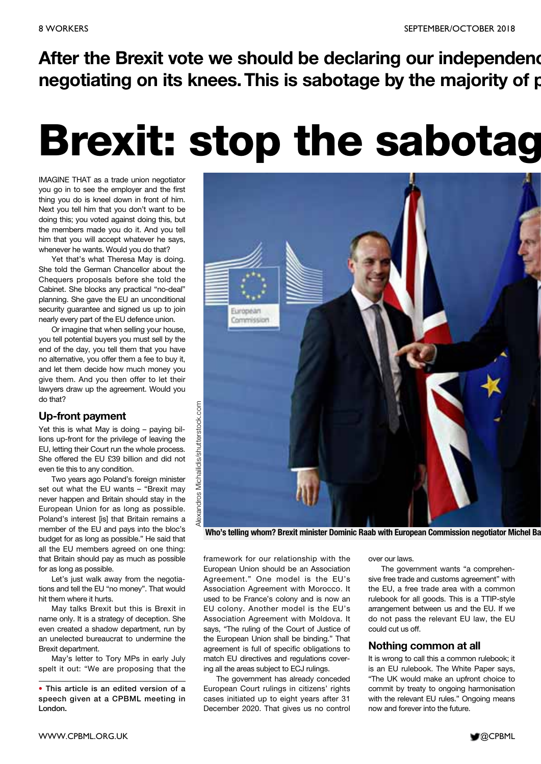**After the Brexit vote we should be declaring our independenc negotiating on its knees. This is sabotage by the majority of p**

# Brexit: stop the sabotag

IMAGINE THAT as a trade union negotiator you go in to see the employer and the first thing you do is kneel down in front of him. Next you tell him that you don't want to be doing this; you voted against doing this, but the members made you do it. And you tell him that you will accept whatever he says, whenever he wants. Would you do that?

Yet that's what Theresa May is doing. She told the German Chancellor about the Chequers proposals before she told the Cabinet. She blocks any practical "no-deal" planning. She gave the EU an unconditional security guarantee and signed us up to join nearly every part of the EU defence union.

Or imagine that when selling your house, you tell potential buyers you must sell by the end of the day, you tell them that you have no alternative, you offer them a fee to buy it, and let them decide how much money you give them. And you then offer to let their lawyers draw up the agreement. Would you do that?

## Up-front payment

Yet this is what May is doing – paying billions up-front for the privilege of leaving the EU, letting their Court run the whole process. She offered the EU £39 billion and did not even tie this to any condition.

Two years ago Poland's foreign minister set out what the EU wants – "Brexit may never happen and Britain should stay in the European Union for as long as possible. Poland's interest [is] that Britain remains a member of the EU and pays into the bloc's budget for as long as possible." He said that all the EU members agreed on one thing: that Britain should pay as much as possible for as long as possible.

Let's just walk away from the negotiations and tell the EU "no money". That would hit them where it hurts.

May talks Brexit but this is Brexit in name only. It is a strategy of deception. She even created a shadow department, run by an unelected bureaucrat to undermine the Brexit department.

May's letter to Tory MPs in early July spelt it out: "We are proposing that the framework for our relationship with the European Union should be an Association Agreement." One model is the EU's Association Agreement with Morocco. It used to be France's colony and is now an EU colony. Another model is the EU's Association Agreement with Moldova. It says, "The ruling of the Court of Justice of the European Union shall be binding." That agreement is full of specific obligations to match EU directives and regulations covering all the areas subject to ECJ rulings.

The government has already conceded European Court rulings in citizens' rights cases initiated up to eight years after 31 December 2020. That gives us no control over our laws.

The government wants "a comprehensive free trade and customs agreement" with the EU, a free trade area with a common rulebook for all goods. This is a TTIP-style arrangement between us and the EU. If we do not pass the relevant EU law, the EU could cut us off.

## Nothing common at all

It is wrong to call this a common rulebook; it is an EU rulebook. The White Paper says, "The UK would make an upfront choice to commit by treaty to ongoing harmonisation with the relevant EU rules." Ongoing means now and forever into the future.

Alexandros Michailidis/shutterstock.com

**Who's telling whom? Brexit minister Dominic Raab with European Commission negotiator Michel Ba**

**• This article is an edited version of a speech given at a CPBML meeting in London.**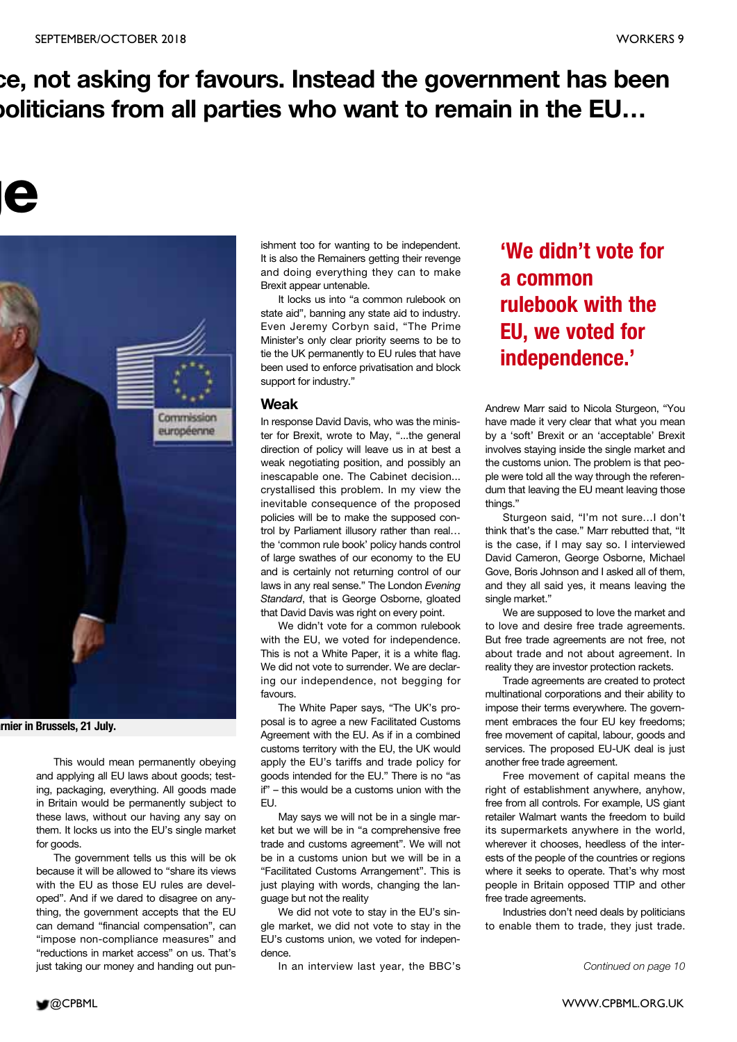# ce, not asking for favours. Instead the government has been politicians from all parties who want to remain in the EU…

# e

rnier in Brussels, 21 July.

This would mean permanently obeying and applying all EU laws about goods; testing, packaging, everything. All goods made in Britain would be permanently subject to these laws, without our having any say on them. It locks us into the EU's single market for goods.

The government tells us this will be ok because it will be allowed to "share its views with the EU as those EU rules are developed". And if we dared to disagree on anything, the government accepts that the EU can demand "financial compensation", can "impose non-compliance measures" and "reductions in market access" on us. That's just taking our money and handing out punishment too for wanting to be independent. It is also the Remainers getting their revenge and doing everything they can to make Brexit appear untenable.

It locks us into "a common rulebook on state aid", banning any state aid to industry. Even Jeremy Corbyn said, "The Prime Minister's only clear priority seems to be to tie the UK permanently to EU rules that have been used to enforce privatisation and block support for industry."

## Weak

In response David Davis, who was the minister for Brexit, wrote to May, "...the general direction of policy will leave us in at best a weak negotiating position, and possibly an inescapable one. The Cabinet decision... crystallised this problem. In my view the inevitable consequence of the proposed policies will be to make the supposed control by Parliament illusory rather than real… the 'common rule book' policy hands control of large swathes of our economy to the EU and is certainly not returning control of our laws in any real sense." The London *Evening Standard*, that is George Osborne, gloated that David Davis was right on every point.

We didn't vote for a common rulebook with the EU, we voted for independence. This is not a White Paper, it is a white flag. We did not vote to surrender. We are declaring our independence, not begging for favours.

The White Paper says, "The UK's proposal is to agree a new Facilitated Customs Agreement with the EU. As if in a combined customs territory with the EU, the UK would apply the EU's tariffs and trade policy for goods intended for the EU." There is no "as if" – this would be a customs union with the EU.

May says we will not be in a single market but we will be in "a comprehensive free trade and customs agreement". We will not be in a customs union but we will be in a "Facilitated Customs Arrangement". This is just playing with words, changing the language but not the reality

We did not vote to stay in the EU's single market, we did not vote to stay in the EU's customs union, we voted for independence.

In an interview last year, the BBC's Andrew Marr said to Nicola Sturgeon, "You have made it very clear that what you mean by a 'soft' Brexit or an 'acceptable' Brexit involves staying inside the single market and the customs union. The problem is that people were told all the way through the referendum that leaving the EU meant leaving those things."

**'We didn't vote for a common rulebook with the EU, we voted for independence.'**

Sturgeon said, "I'm not sure…I don't think that's the case." Marr rebutted that, "It is the case, if I may say so. I interviewed David Cameron, George Osborne, Michael Gove, Boris Johnson and I asked all of them, and they all said yes, it means leaving the single market."

We are supposed to love the market and to love and desire free trade agreements. But free trade agreements are not free, not about trade and not about agreement. In reality they are investor protection rackets.

Trade agreements are created to protect multinational corporations and their ability to impose their terms everywhere. The government embraces the four EU key freedoms; free movement of capital, labour, goods and services. The proposed EU-UK deal is just another free trade agreement.

Free movement of capital means the right of establishment anywhere, anyhow, free from all controls. For example, US giant retailer Walmart wants the freedom to build its supermarkets anywhere in the world, wherever it chooses, heedless of the interests of the people of the countries or regions where it seeks to operate. That's why most people in Britain opposed TTIP and other free trade agreements.

Industries don't need deals by politicians to enable them to trade, they just trade.

*Continued on page 10*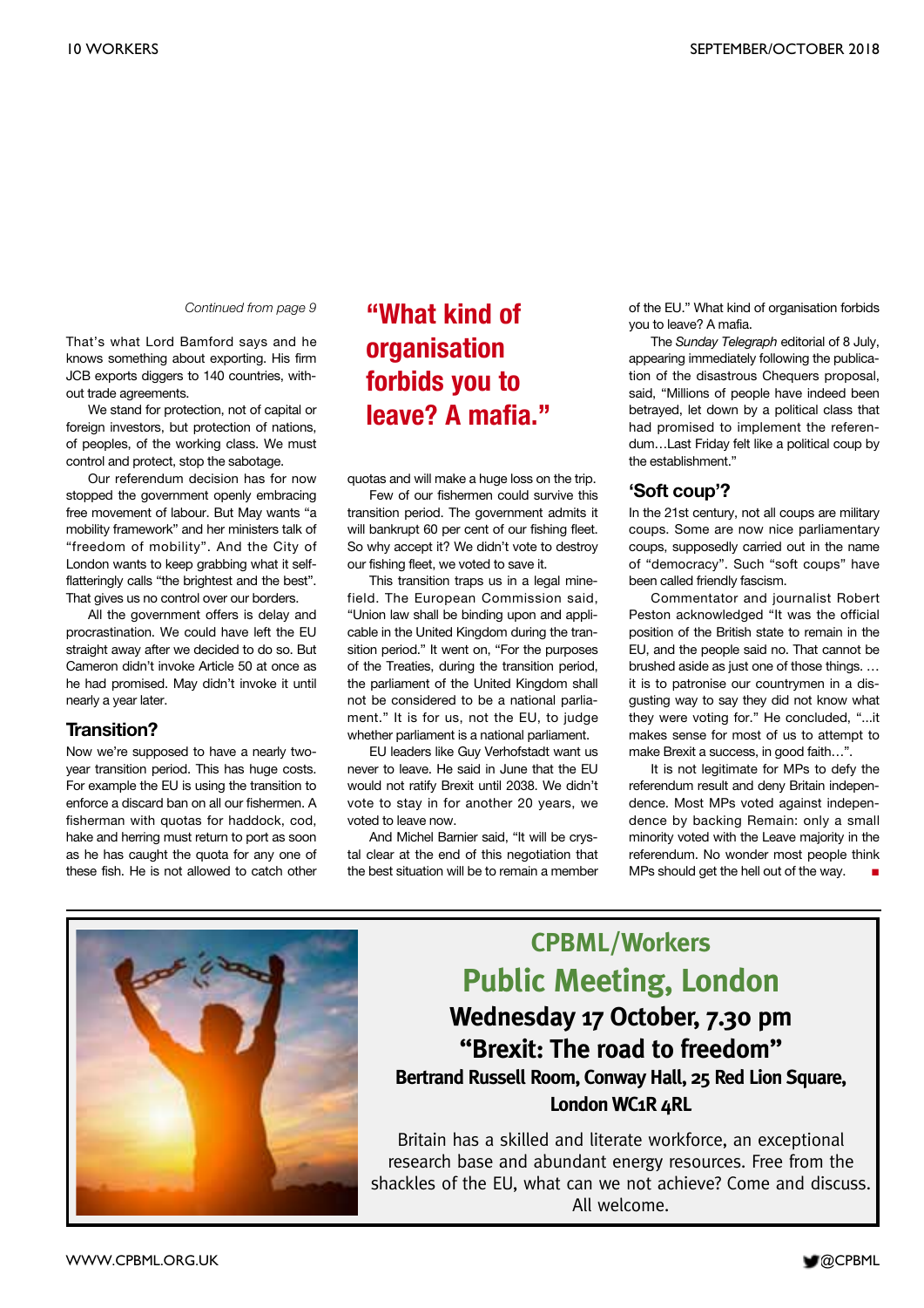*Continued from page 9*

That's what Lord Bamford says and he knows something about exporting. His firm JCB exports diggers to 140 countries, without trade agreements.

We stand for protection, not of capital or foreign investors, but protection of nations, of peoples, of the working class. We must control and protect, stop the sabotage.

Our referendum decision has for now stopped the government openly embracing free movement of labour. But May wants "a mobility framework" and her ministers talk of "freedom of mobility". And the City of London wants to keep grabbing what it self-flatteringly calls "the brightest and the best". That gives us no control over our borders.

All the government offers is delay and procrastination. We could have left the EU straight away after we decided to do so. But Cameron didn't invoke Article 50 at once as he had promised. May didn't invoke it until nearly a year later.

## Transition?

Now we're supposed to have a nearly two-year transition period. This has huge costs. For example the EU is using the transition to enforce a discard ban on all our fishermen. A fisherman with quotas for haddock, cod, hake and herring must return to port as soon as he has caught the quota for any one of these fish. He is not allowed to catch other quotas and will make a huge loss on the trip.

Few of our fishermen could survive this transition period. The government admits it will bankrupt 60 per cent of our fishing fleet. So why accept it? We didn't vote to destroy our fishing fleet, we voted to save it.

This transition traps us in a legal minefield. The European Commission said, "Union law shall be binding upon and applicable in the United Kingdom during the transition period." It went on, "For the purposes of the Treaties, during the transition period, the parliament of the United Kingdom shall not be considered to be a national parliament." It is for us, not the EU, to judge whether parliament is a national parliament.

EU leaders like Guy Verhofstadt want us never to leave. He said in June that the EU would not ratify Brexit until 2038. We didn't vote to stay in for another 20 years, we voted to leave now.

And Michel Barnier said, "It will be crystal clear at the end of this negotiation that the best situation will be to remain a member of the EU." What kind of organisation forbids you to leave? A mafia.

> **"What kind of organisation forbids you to leave? A mafia."**

The *Sunday Telegraph* editorial of 8 July, appearing immediately following the publication of the disastrous Chequers proposal, said, "Millions of people have indeed been betrayed, let down by a political class that had promised to implement the referendum…Last Friday felt like a political coup by the establishment."

## 'Soft coup'?

In the 21st century, not all coups are military coups. Some are now nice parliamentary coups, supposedly carried out in the name of "democracy". Such "soft coups" have been called friendly fascism.

Commentator and journalist Robert Peston acknowledged "It was the official position of the British state to remain in the EU, and the people said no. That cannot be brushed aside as just one of those things. … it is to patronise our countrymen in a disgusting way to say they did not know what they were voting for." He concluded, "...it makes sense for most of us to attempt to make Brexit a success, in good faith…".

It is not legitimate for MPs to defy the referendum result and deny Britain independence. Most MPs voted against independence by backing Remain: only a small minority voted with the Leave majority in the referendum. No wonder most people think MPs should get the hell out of the way. ■

---

## CPBML/Workers
## Public Meeting, London

**Wednesday 17 October, 7.30 pm**

**"Brexit: The road to freedom"**

**Bertrand Russell Room, Conway Hall, 25 Red Lion Square, London WC1R 4RL**

Britain has a skilled and literate workforce, an exceptional research base and abundant energy resources. Free from the shackles of the EU, what can we not achieve? Come and discuss. All welcome.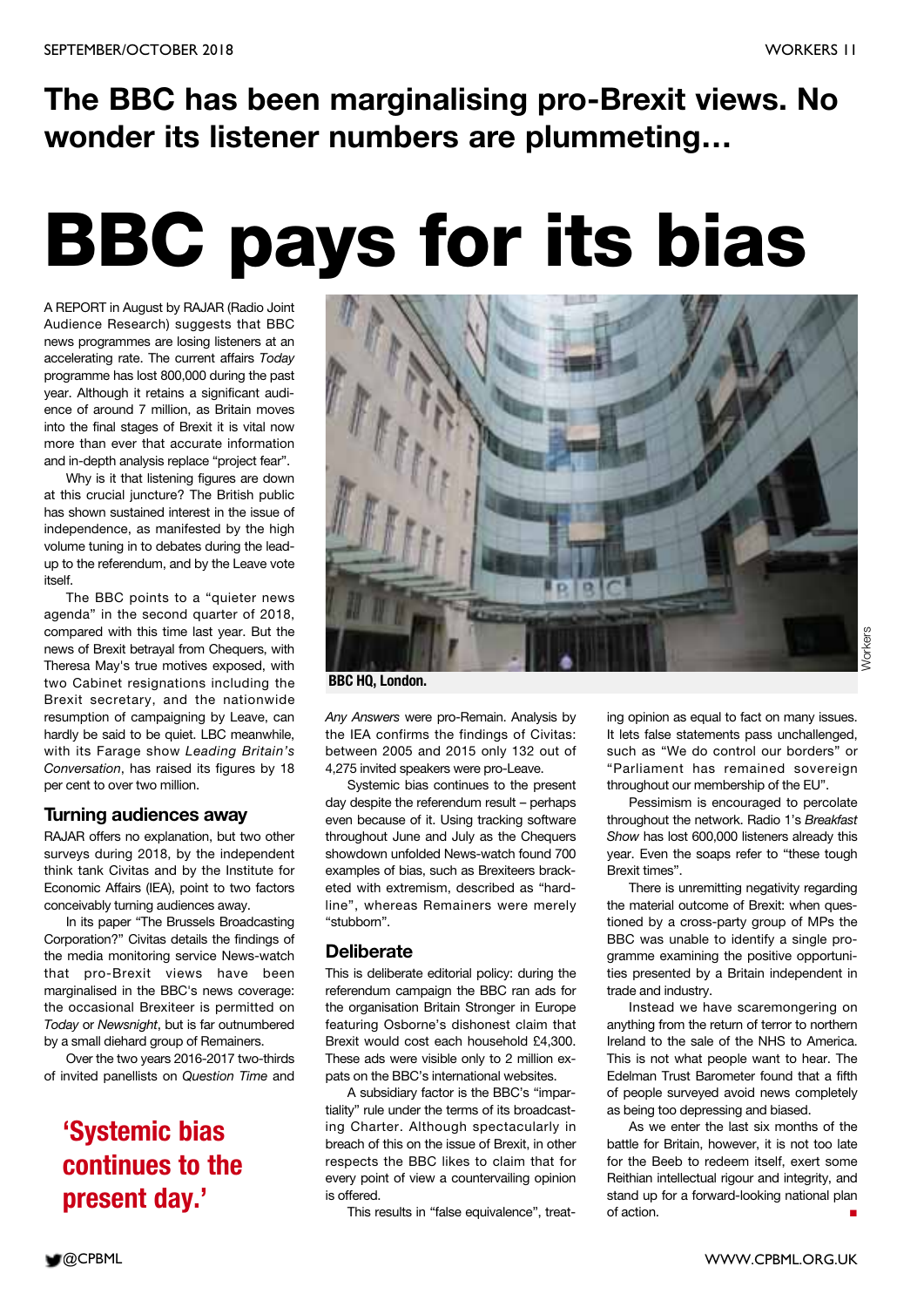## The BBC has been marginalising pro-Brexit views. No wonder its listener numbers are plummeting…

# BBC pays for its bias

A REPORT in August by RAJAR (Radio Joint Audience Research) suggests that BBC news programmes are losing listeners at an accelerating rate. The current affairs *Today* programme has lost 800,000 during the past year. Although it retains a significant audience of around 7 million, as Britain moves into the final stages of Brexit it is vital now more than ever that accurate information and in-depth analysis replace "project fear".

Why is it that listening figures are down at this crucial juncture? The British public has shown sustained interest in the issue of independence, as manifested by the high volume tuning in to debates during the lead-up to the referendum, and by the Leave vote itself.

The BBC points to a "quieter news agenda" in the second quarter of 2018, compared with this time last year. But the news of Brexit betrayal from Chequers, with Theresa May's true motives exposed, with two Cabinet resignations including the Brexit secretary, and the nationwide resumption of campaigning by Leave, can hardly be said to be quiet. LBC meanwhile, with its Farage show *Leading Britain's Conversation*, has raised its figures by 18 per cent to over two million.

### Turning audiences away

RAJAR offers no explanation, but two other surveys during 2018, by the independent think tank Civitas and by the Institute for Economic Affairs (IEA), point to two factors conceivably turning audiences away.

In its paper "The Brussels Broadcasting Corporation?" Civitas details the findings of the media monitoring service News-watch that pro-Brexit views have been marginalised in the BBC's news coverage: the occasional Brexiteer is permitted on *Today* or *Newsnight*, but is far outnumbered by a small diehard group of Remainers.

Over the two years 2016-2017 two-thirds of invited panellists on *Question Time* and *Any Answers* were pro-Remain. Analysis by the IEA confirms the findings of Civitas: between 2005 and 2015 only 132 out of 4,275 invited speakers were pro-Leave.

**'Systemic bias continues to the present day.'**

BBC HQ, London.

Systemic bias continues to the present day despite the referendum result – perhaps even because of it. Using tracking software throughout June and July as the Chequers showdown unfolded News-watch found 700 examples of bias, such as Brexiteers bracketed with extremism, described as "hardline", whereas Remainers were merely "stubborn".

### Deliberate

This is deliberate editorial policy: during the referendum campaign the BBC ran ads for the organisation Britain Stronger in Europe featuring Osborne's dishonest claim that Brexit would cost each household £4,300. These ads were visible only to 2 million expats on the BBC's international websites.

A subsidiary factor is the BBC's "impartiality" rule under the terms of its broadcasting Charter. Although spectacularly in breach of this on the issue of Brexit, in other respects the BBC likes to claim that for every point of view a countervailing opinion is offered.

This results in "false equivalence", treating opinion as equal to fact on many issues. It lets false statements pass unchallenged, such as "We do control our borders" or "Parliament has remained sovereign throughout our membership of the EU".

Pessimism is encouraged to percolate throughout the network. Radio 1's *Breakfast Show* has lost 600,000 listeners already this year. Even the soaps refer to "these tough Brexit times".

There is unremitting negativity regarding the material outcome of Brexit: when questioned by a cross-party group of MPs the BBC was unable to identify a single programme examining the positive opportunities presented by a Britain independent in trade and industry.

Instead we have scaremongering on anything from the return of terror to northern Ireland to the sale of the NHS to America. This is not what people want to hear. The Edelman Trust Barometer found that a fifth of people surveyed avoid news completely as being too depressing and biased.

As we enter the last six months of the battle for Britain, however, it is not too late for the Beeb to redeem itself, exert some Reithian intellectual rigour and integrity, and stand up for a forward-looking national plan of action. ■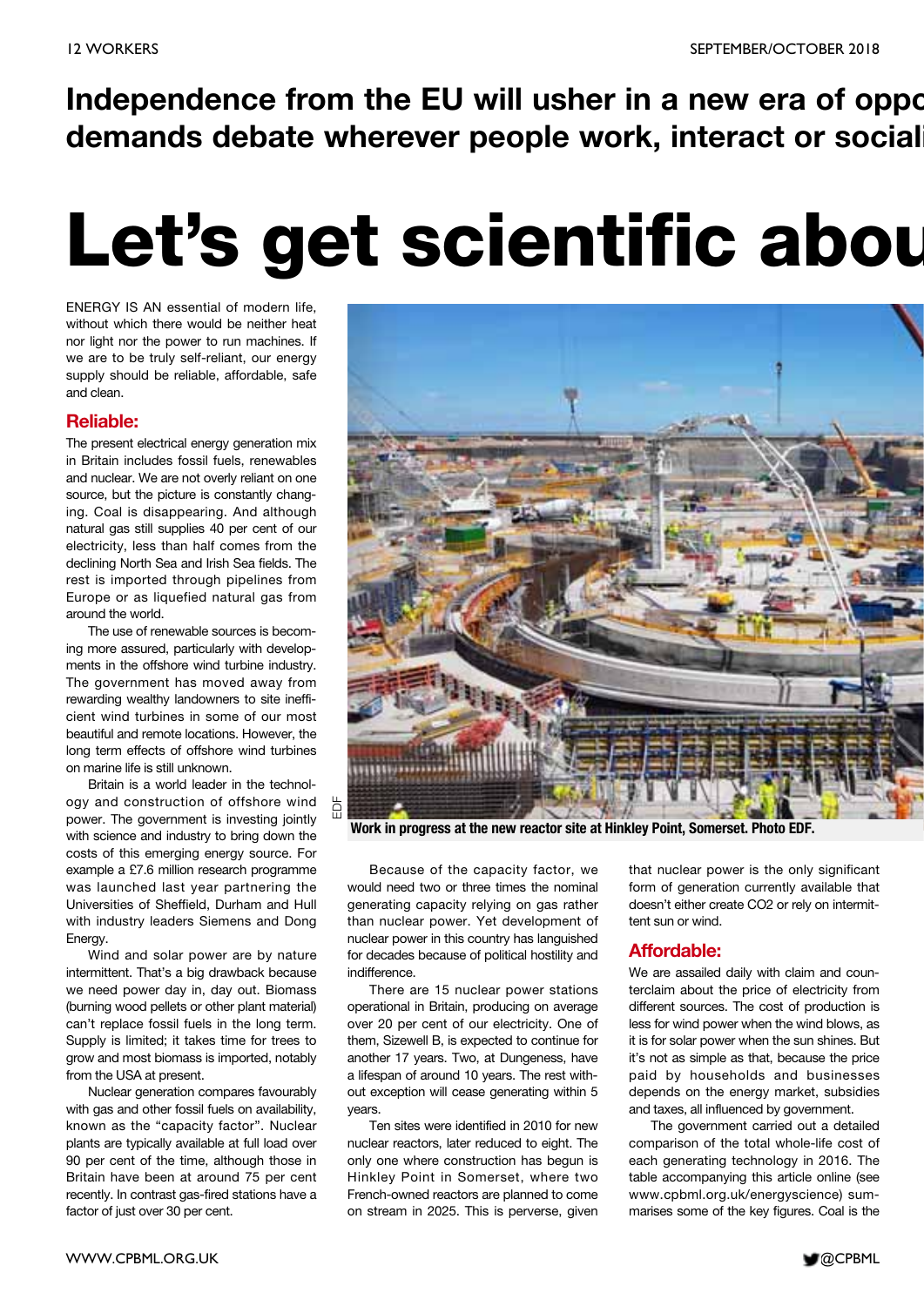**Independence from the EU will usher in a new era of oppo demands debate wherever people work, interact or sociali**

# Let's get scientific abou

ENERGY IS AN essential of modern life, without which there would be neither heat nor light nor the power to run machines. If we are to be truly self-reliant, our energy supply should be reliable, affordable, safe and clean.

## Reliable:

The present electrical energy generation mix in Britain includes fossil fuels, renewables and nuclear. We are not overly reliant on one source, but the picture is constantly changing. Coal is disappearing. And although natural gas still supplies 40 per cent of our electricity, less than half comes from the declining North Sea and Irish Sea fields. The rest is imported through pipelines from Europe or as liquefied natural gas from around the world.

The use of renewable sources is becoming more assured, particularly with developments in the offshore wind turbine industry. The government has moved away from rewarding wealthy landowners to site inefficient wind turbines in some of our most beautiful and remote locations. However, the long term effects of offshore wind turbines on marine life is still unknown.

Britain is a world leader in the technology and construction of offshore wind power. The government is investing jointly with science and industry to bring down the costs of this emerging energy source. For example a £7.6 million research programme was launched last year partnering the Universities of Sheffield, Durham and Hull with industry leaders Siemens and Dong Energy.

Wind and solar power are by nature intermittent. That's a big drawback because we need power day in, day out. Biomass (burning wood pellets or other plant material) can't replace fossil fuels in the long term. Supply is limited; it takes time for trees to grow and most biomass is imported, notably from the USA at present.

Nuclear generation compares favourably with gas and other fossil fuels on availability, known as the "capacity factor". Nuclear plants are typically available at full load over 90 per cent of the time, although those in Britain have been at around 75 per cent recently. In contrast gas-fired stations have a factor of just over 30 per cent.

Work in progress at the new reactor site at Hinkley Point, Somerset. Photo EDF.

Because of the capacity factor, we would need two or three times the nominal generating capacity relying on gas rather than nuclear power. Yet development of nuclear power in this country has languished for decades because of political hostility and indifference.

There are 15 nuclear power stations operational in Britain, producing on average over 20 per cent of our electricity. One of them, Sizewell B, is expected to continue for another 17 years. Two, at Dungeness, have a lifespan of around 10 years. The rest without exception will cease generating within 5 years.

Ten sites were identified in 2010 for new nuclear reactors, later reduced to eight. The only one where construction has begun is Hinkley Point in Somerset, where two French-owned reactors are planned to come on stream in 2025. This is perverse, given that nuclear power is the only significant form of generation currently available that doesn't either create $CO_2$ or rely on intermittent sun or wind.

## Affordable:

We are assailed daily with claim and counterclaim about the price of electricity from different sources. The cost of production is less for wind power when the wind blows, as it is for solar power when the sun shines. But it's not as simple as that, because the price paid by households and businesses depends on the energy market, subsidies and taxes, all influenced by government.

The government carried out a detailed comparison of the total whole-life cost of each generating technology in 2016. The table accompanying this article online (see www.cpbml.org.uk/energyscience) summarises some of the key figures. Coal is the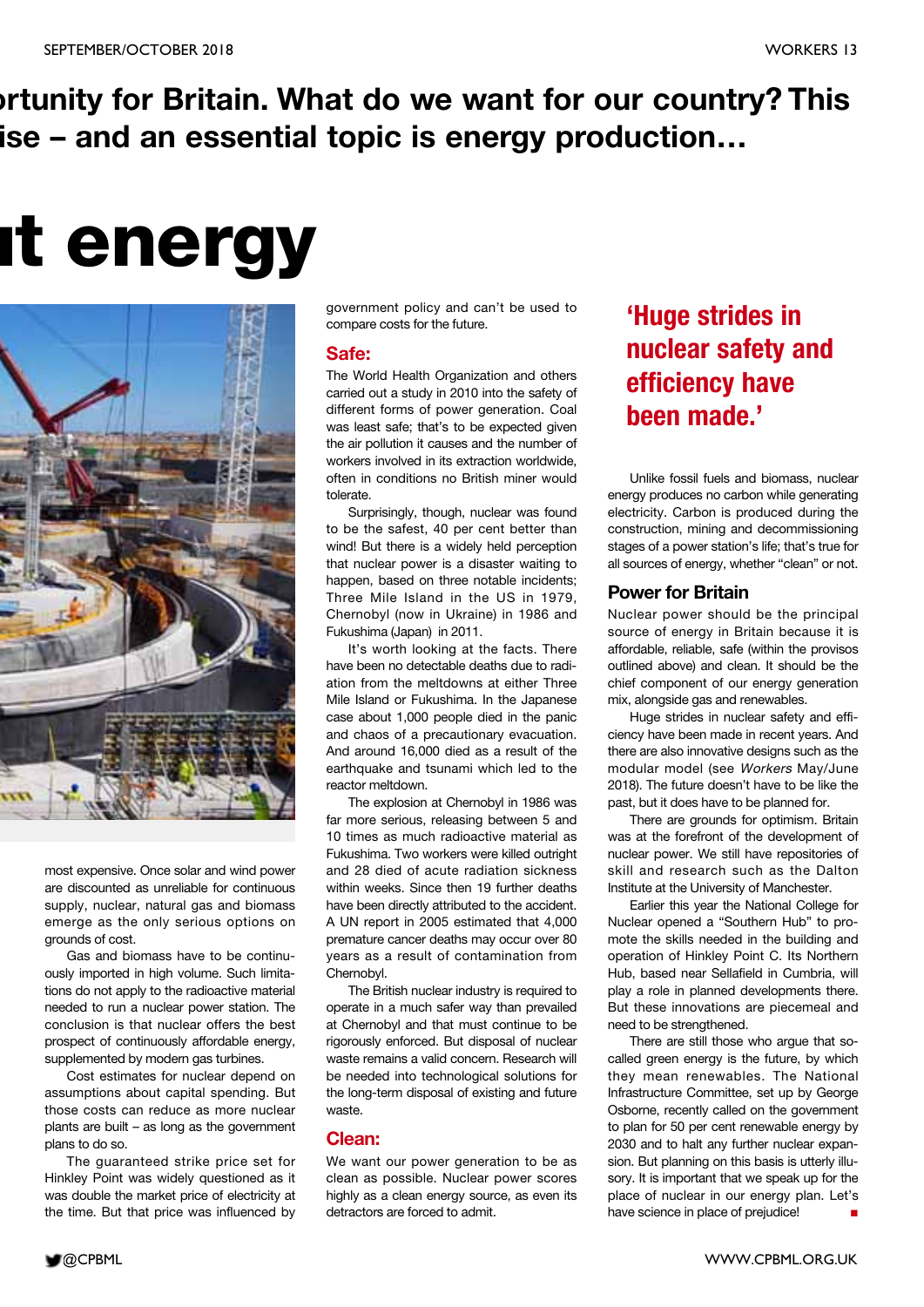# rtunity for Britain. What do we want for our country? This ise – and an essential topic is energy production…

# it energy

most expensive. Once solar and wind power are discounted as unreliable for continuous supply, nuclear, natural gas and biomass emerge as the only serious options on grounds of cost.

Gas and biomass have to be continuously imported in high volume. Such limitations do not apply to the radioactive material needed to run a nuclear power station. The conclusion is that nuclear offers the best prospect of continuously affordable energy, supplemented by modern gas turbines.

Cost estimates for nuclear depend on assumptions about capital spending. But those costs can reduce as more nuclear plants are built – as long as the government plans to do so.

The guaranteed strike price set for Hinkley Point was widely questioned as it was double the market price of electricity at the time. But that price was influenced by government policy and can't be used to compare costs for the future.

## Safe:

The World Health Organization and others carried out a study in 2010 into the safety of different forms of power generation. Coal was least safe; that's to be expected given the air pollution it causes and the number of workers involved in its extraction worldwide, often in conditions no British miner would tolerate.

Surprisingly, though, nuclear was found to be the safest, 40 per cent better than wind! But there is a widely held perception that nuclear power is a disaster waiting to happen, based on three notable incidents; Three Mile Island in the US in 1979, Chernobyl (now in Ukraine) in 1986 and Fukushima (Japan) in 2011.

It's worth looking at the facts. There have been no detectable deaths due to radiation from the meltdowns at either Three Mile Island or Fukushima. In the Japanese case about 1,000 people died in the panic and chaos of a precautionary evacuation. And around 16,000 died as a result of the earthquake and tsunami which led to the reactor meltdown.

The explosion at Chernobyl in 1986 was far more serious, releasing between 5 and 10 times as much radioactive material as Fukushima. Two workers were killed outright and 28 died of acute radiation sickness within weeks. Since then 19 further deaths have been directly attributed to the accident. A UN report in 2005 estimated that 4,000 premature cancer deaths may occur over 80 years as a result of contamination from Chernobyl.

The British nuclear industry is required to operate in a much safer way than prevailed at Chernobyl and that must continue to be rigorously enforced. But disposal of nuclear waste remains a valid concern. Research will be needed into technological solutions for the long-term disposal of existing and future waste.

## Clean:

We want our power generation to be as clean as possible. Nuclear power scores highly as a clean energy source, as even its detractors are forced to admit.

> **'Huge strides in nuclear safety and efficiency have been made.'**

Unlike fossil fuels and biomass, nuclear energy produces no carbon while generating electricity. Carbon is produced during the construction, mining and decommissioning stages of a power station's life; that's true for all sources of energy, whether "clean" or not.

## Power for Britain

Nuclear power should be the principal source of energy in Britain because it is affordable, reliable, safe (within the provisos outlined above) and clean. It should be the chief component of our energy generation mix, alongside gas and renewables.

Huge strides in nuclear safety and efficiency have been made in recent years. And there are also innovative designs such as the modular model (see *Workers* May/June 2018). The future doesn't have to be like the past, but it does have to be planned for.

There are grounds for optimism. Britain was at the forefront of the development of nuclear power. We still have repositories of skill and research such as the Dalton Institute at the University of Manchester.

Earlier this year the National College for Nuclear opened a "Southern Hub" to promote the skills needed in the building and operation of Hinkley Point C. Its Northern Hub, based near Sellafield in Cumbria, will play a role in planned developments there. But these innovations are piecemeal and need to be strengthened.

There are still those who argue that so-called green energy is the future, by which they mean renewables. The National Infrastructure Committee, set up by George Osborne, recently called on the government to plan for 50 per cent renewable energy by 2030 and to halt any further nuclear expansion. But planning on this basis is utterly illusory. It is important that we speak up for the place of nuclear in our energy plan. Let's have science in place of prejudice! ■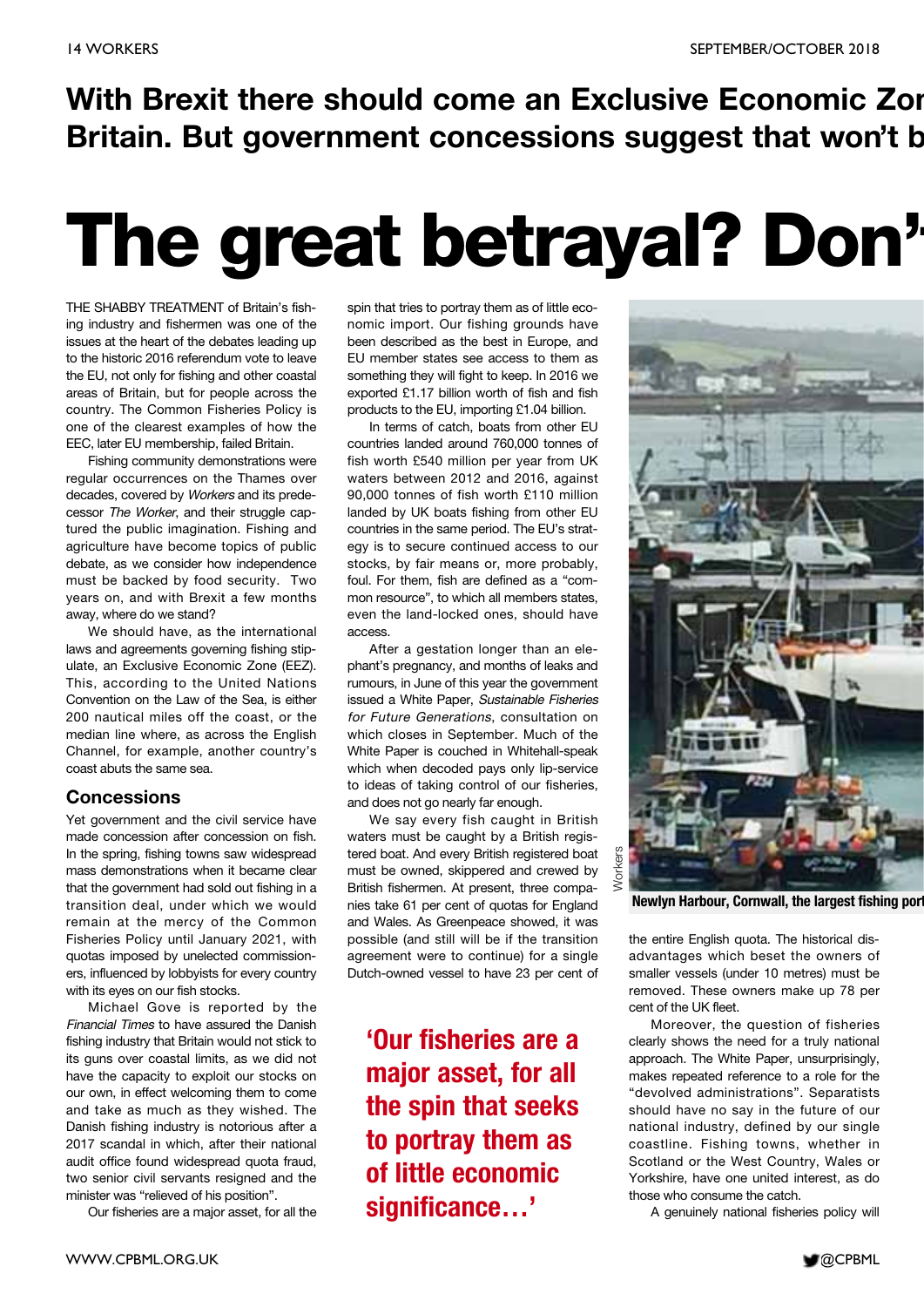**With Brexit there should come an Exclusive Economic Zor Britain. But government concessions suggest that won't b**

# The great betrayal? Don'

THE SHABBY TREATMENT of Britain's fishing industry and fishermen was one of the issues at the heart of the debates leading up to the historic 2016 referendum vote to leave the EU, not only for fishing and other coastal areas of Britain, but for people across the country. The Common Fisheries Policy is one of the clearest examples of how the EEC, later EU membership, failed Britain.

Fishing community demonstrations were regular occurrences on the Thames over decades, covered by *Workers* and its predecessor *The Worker*, and their struggle captured the public imagination. Fishing and agriculture have become topics of public debate, as we consider how independence must be backed by food security. Two years on, and with Brexit a few months away, where do we stand?

We should have, as the international laws and agreements governing fishing stipulate, an Exclusive Economic Zone (EEZ). This, according to the United Nations Convention on the Law of the Sea, is either 200 nautical miles off the coast, or the median line where, as across the English Channel, for example, another country's coast abuts the same sea.

## Concessions

Yet government and the civil service have made concession after concession on fish. In the spring, fishing towns saw widespread mass demonstrations when it became clear that the government had sold out fishing in a transition deal, under which we would remain at the mercy of the Common Fisheries Policy until January 2021, with quotas imposed by unelected commissioners, influenced by lobbyists for every country with its eyes on our fish stocks.

Michael Gove is reported by the *Financial Times* to have assured the Danish fishing industry that Britain would not stick to its guns over coastal limits, as we did not have the capacity to exploit our stocks on our own, in effect welcoming them to come and take as much as they wished. The Danish fishing industry is notorious after a 2017 scandal in which, after their national audit office found widespread quota fraud, two senior civil servants resigned and the minister was "relieved of his position".

Our fisheries are a major asset, for all the spin that tries to portray them as of little economic import. Our fishing grounds have been described as the best in Europe, and EU member states see access to them as something they will fight to keep. In 2016 we exported £1.17 billion worth of fish and fish products to the EU, importing £1.04 billion.

In terms of catch, boats from other EU countries landed around 760,000 tonnes of fish worth £540 million per year from UK waters between 2012 and 2016, against 90,000 tonnes of fish worth £110 million landed by UK boats fishing from other EU countries in the same period. The EU's strategy is to secure continued access to our stocks, by fair means or, more probably, foul. For them, fish are defined as a "common resource", to which all members states, even the land-locked ones, should have access.

After a gestation longer than an elephant's pregnancy, and months of leaks and rumours, in June of this year the government issued a White Paper, *Sustainable Fisheries for Future Generations*, consultation on which closes in September. Much of the White Paper is couched in Whitehall-speak which when decoded pays only lip-service to ideas of taking control of our fisheries, and does not go nearly far enough.

We say every fish caught in British waters must be caught by a British registered boat. And every British registered boat must be owned, skippered and crewed by British fishermen. At present, three companies take 61 per cent of quotas for England and Wales. As Greenpeace showed, it was possible (and still will be if the transition agreement were to continue) for a single Dutch-owned vessel to have 23 per cent of

> **'Our fisheries are a major asset, for all the spin that seeks to portray them as of little economic significance…'**

Workers

**Newlyn Harbour, Cornwall, the largest fishing port**

the entire English quota. The historical disadvantages which beset the owners of smaller vessels (under 10 metres) must be removed. These owners make up 78 per cent of the UK fleet.

Moreover, the question of fisheries clearly shows the need for a truly national approach. The White Paper, unsurprisingly, makes repeated reference to a role for the "devolved administrations". Separatists should have no say in the future of our national industry, defined by our single coastline. Fishing towns, whether in Scotland or the West Country, Wales or Yorkshire, have one united interest, as do those who consume the catch.

A genuinely national fisheries policy will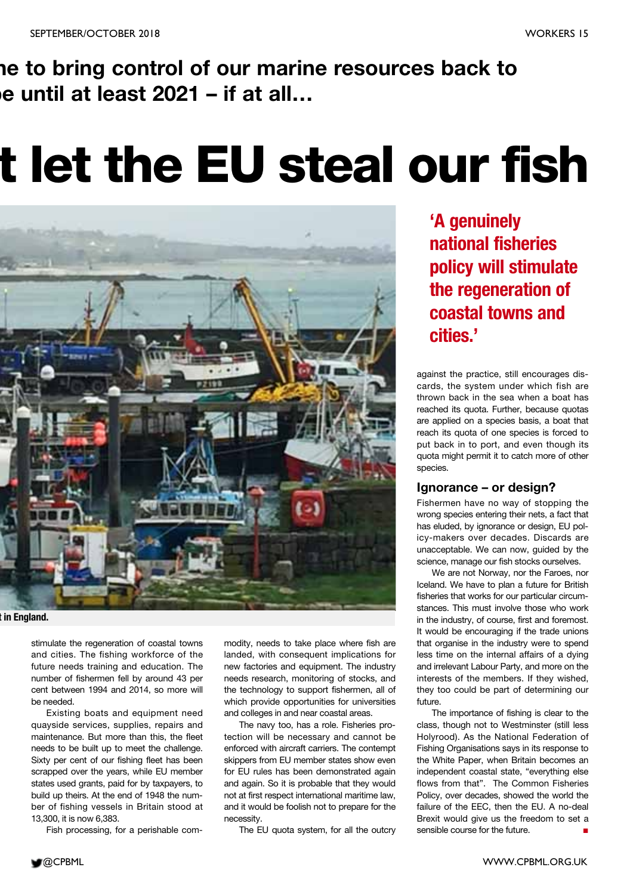**...ne to bring control of our marine resources back to ...e until at least 2021 – if at all…**

# ...t let the EU steal our fish

...t in England.

**'A genuinely national fisheries policy will stimulate the regeneration of coastal towns and cities.'**

stimulate the regeneration of coastal towns and cities. The fishing workforce of the future needs training and education. The number of fishermen fell by around 43 per cent between 1994 and 2014, so more will be needed.

Existing boats and equipment need quayside services, supplies, repairs and maintenance. But more than this, the fleet needs to be built up to meet the challenge. Sixty per cent of our fishing fleet has been scrapped over the years, while EU member states used grants, paid for by taxpayers, to build up theirs. At the end of 1948 the number of fishing vessels in Britain stood at 13,300, it is now 6,383.

Fish processing, for a perishable commodity, needs to take place where fish are landed, with consequent implications for new factories and equipment. The industry needs research, monitoring of stocks, and the technology to support fishermen, all of which provide opportunities for universities and colleges in and near coastal areas.

The navy too, has a role. Fisheries protection will be necessary and cannot be enforced with aircraft carriers. The contempt skippers from EU member states show even for EU rules has been demonstrated again and again. So it is probable that they would not at first respect international maritime law, and it would be foolish not to prepare for the necessity.

The EU quota system, for all the outcry against the practice, still encourages discards, the system under which fish are thrown back in the sea when a boat has reached its quota. Further, because quotas are applied on a species basis, a boat that reach its quota of one species is forced to put back in to port, and even though its quota might permit it to catch more of other species.

### Ignorance – or design?

Fishermen have no way of stopping the wrong species entering their nets, a fact that has eluded, by ignorance or design, EU policy-makers over decades. Discards are unacceptable. We can now, guided by the science, manage our fish stocks ourselves.

We are not Norway, nor the Faroes, nor Iceland. We have to plan a future for British fisheries that works for our particular circumstances. This must involve those who work in the industry, of course, first and foremost. It would be encouraging if the trade unions that organise in the industry were to spend less time on the internal affairs of a dying and irrelevant Labour Party, and more on the interests of the members. If they wished, they too could be part of determining our future.

The importance of fishing is clear to the class, though not to Westminster (still less Holyrood). As the National Federation of Fishing Organisations says in its response to the White Paper, when Britain becomes an independent coastal state, "everything else flows from that". The Common Fisheries Policy, over decades, showed the world the failure of the EEC, then the EU. A no-deal Brexit would give us the freedom to set a sensible course for the future. ■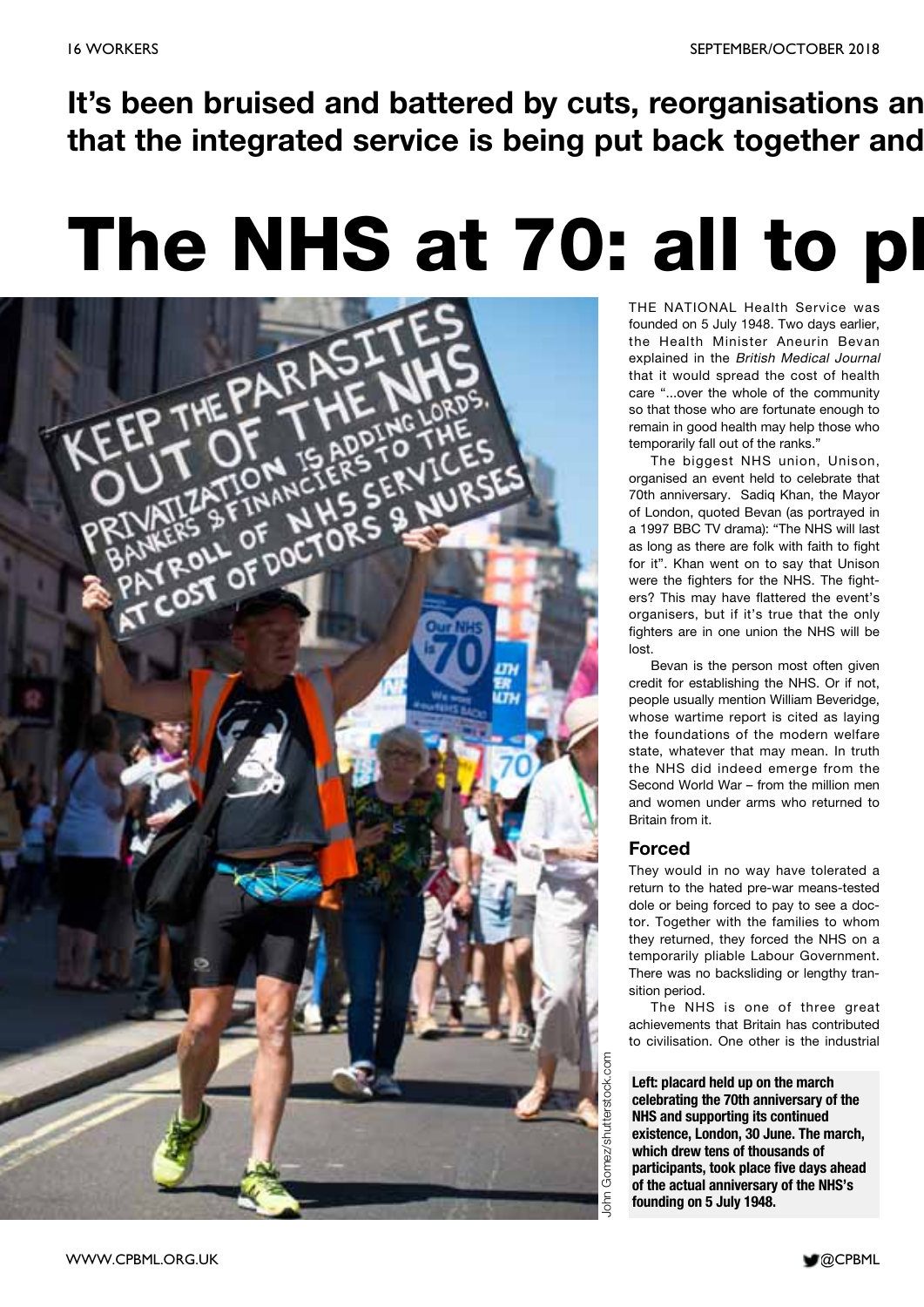**It's been bruised and battered by cuts, reorganisations an that the integrated service is being put back together and**

# The NHS at 70: all to pl

THE NATIONAL Health Service was founded on 5 July 1948. Two days earlier, the Health Minister Aneurin Bevan explained in the *British Medical Journal* that it would spread the cost of health care "...over the whole of the community so that those who are fortunate enough to remain in good health may help those who temporarily fall out of the ranks."

The biggest NHS union, Unison, organised an event held to celebrate that 70th anniversary. Sadiq Khan, the Mayor of London, quoted Bevan (as portrayed in a 1997 BBC TV drama): "The NHS will last as long as there are folk with faith to fight for it". Khan went on to say that Unison were the fighters for the NHS. The fighters? This may have flattered the event's organisers, but if it's true that the only fighters are in one union the NHS will be lost.

Bevan is the person most often given credit for establishing the NHS. Or if not, people usually mention William Beveridge, whose wartime report is cited as laying the foundations of the modern welfare state, whatever that may mean. In truth the NHS did indeed emerge from the Second World War – from the million men and women under arms who returned to Britain from it.

## Forced

They would in no way have tolerated a return to the hated pre-war means-tested dole or being forced to pay to see a doctor. Together with the families to whom they returned, they forced the NHS on a temporarily pliable Labour Government. There was no backsliding or lengthy transition period.

The NHS is one of three great achievements that Britain has contributed to civilisation. One other is the industrial

**Left: placard held up on the march celebrating the 70th anniversary of the NHS and supporting its continued existence, London, 30 June. The march, which drew tens of thousands of participants, took place five days ahead of the actual anniversary of the NHS's founding on 5 July 1948.**

John Gomez/shutterstock.com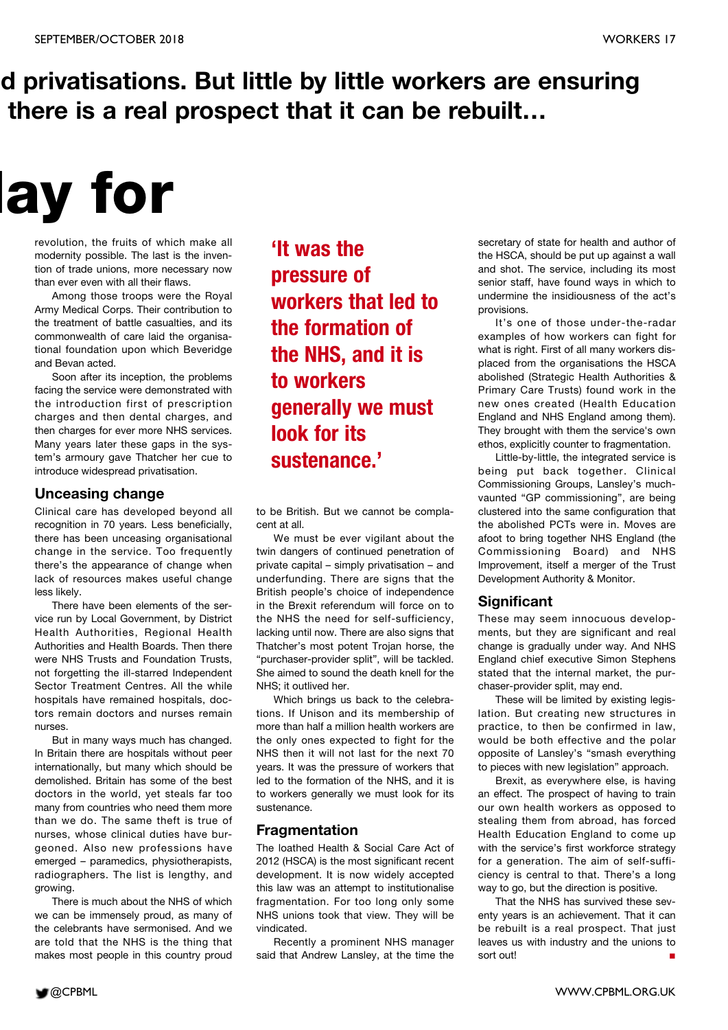**d privatisations. But little by little workers are ensuring there is a real prospect that it can be rebuilt…**

# ay for

revolution, the fruits of which make all modernity possible. The last is the invention of trade unions, more necessary now than ever even with all their flaws.

Among those troops were the Royal Army Medical Corps. Their contribution to the treatment of battle casualties, and its commonwealth of care laid the organisational foundation upon which Beveridge and Bevan acted.

Soon after its inception, the problems facing the service were demonstrated with the introduction first of prescription charges and then dental charges, and then charges for ever more NHS services. Many years later these gaps in the system's armoury gave Thatcher her cue to introduce widespread privatisation.

## Unceasing change

Clinical care has developed beyond all recognition in 70 years. Less beneficially, there has been unceasing organisational change in the service. Too frequently there's the appearance of change when lack of resources makes useful change less likely.

There have been elements of the service run by Local Government, by District Health Authorities, Regional Health Authorities and Health Boards. Then there were NHS Trusts and Foundation Trusts, not forgetting the ill-starred Independent Sector Treatment Centres. All the while hospitals have remained hospitals, doctors remain doctors and nurses remain nurses.

But in many ways much has changed. In Britain there are hospitals without peer internationally, but many which should be demolished. Britain has some of the best doctors in the world, yet steals far too many from countries who need them more than we do. The same theft is true of nurses, whose clinical duties have burgeoned. Also new professions have emerged – paramedics, physiotherapists, radiographers. The list is lengthy, and growing.

There is much about the NHS of which we can be immensely proud, as many of the celebrants have sensationalised. And we are told that the NHS is the thing that makes most people in this country proud to be British. But we cannot be complacent at all.

**'It was the pressure of workers that led to the formation of the NHS, and it is to workers generally we must look for its sustenance.'**

We must be ever vigilant about the twin dangers of continued penetration of private capital – simply privatisation – and underfunding. There are signs that the British people's choice of independence in the Brexit referendum will force on to the NHS the need for self-sufficiency, lacking until now. There are also signs that Thatcher's most potent Trojan horse, the "purchaser-provider split", will be tackled. She aimed to sound the death knell for the NHS; it outlived her.

Which brings us back to the celebrations. If Unison and its membership of more than half a million health workers are the only ones expected to fight for the NHS then it will not last for the next 70 years. It was the pressure of workers that led to the formation of the NHS, and it is to workers generally we must look for its sustenance.

## Fragmentation

The loathed Health & Social Care Act of 2012 (HSCA) is the most significant recent development. It is now widely accepted this law was an attempt to institutionalise fragmentation. For too long only some NHS unions took that view. They will be vindicated.

Recently a prominent NHS manager said that Andrew Lansley, at the time the secretary of state for health and author of the HSCA, should be put up against a wall and shot. The service, including its most senior staff, have found ways in which to undermine the insidiousness of the act's provisions.

It's one of those under-the-radar examples of how workers can fight for what is right. First of all many workers displaced from the organisations the HSCA abolished (Strategic Health Authorities & Primary Care Trusts) found work in the new ones created (Health Education England and NHS England among them). They brought with them the service's own ethos, explicitly counter to fragmentation.

Little-by-little, the integrated service is being put back together. Clinical Commissioning Groups, Lansley's much-vaunted "GP commissioning", are being clustered into the same configuration that the abolished PCTs were in. Moves are afoot to bring together NHS England (the Commissioning Board) and NHS Improvement, itself a merger of the Trust Development Authority & Monitor.

## Significant

These may seem innocuous developments, but they are significant and real change is gradually under way. And NHS England chief executive Simon Stephens stated that the internal market, the purchaser-provider split, may end.

These will be limited by existing legislation. But creating new structures in practice, to then be confirmed in law, would be both effective and the polar opposite of Lansley's "smash everything to pieces with new legislation" approach.

Brexit, as everywhere else, is having an effect. The prospect of having to train our own health workers as opposed to stealing them from abroad, has forced Health Education England to come up with the service's first workforce strategy for a generation. The aim of self-sufficiency is central to that. There's a long way to go, but the direction is positive.

That the NHS has survived these seventy years is an achievement. That it can be rebuilt is a real prospect. That just leaves us with industry and the unions to sort out! ■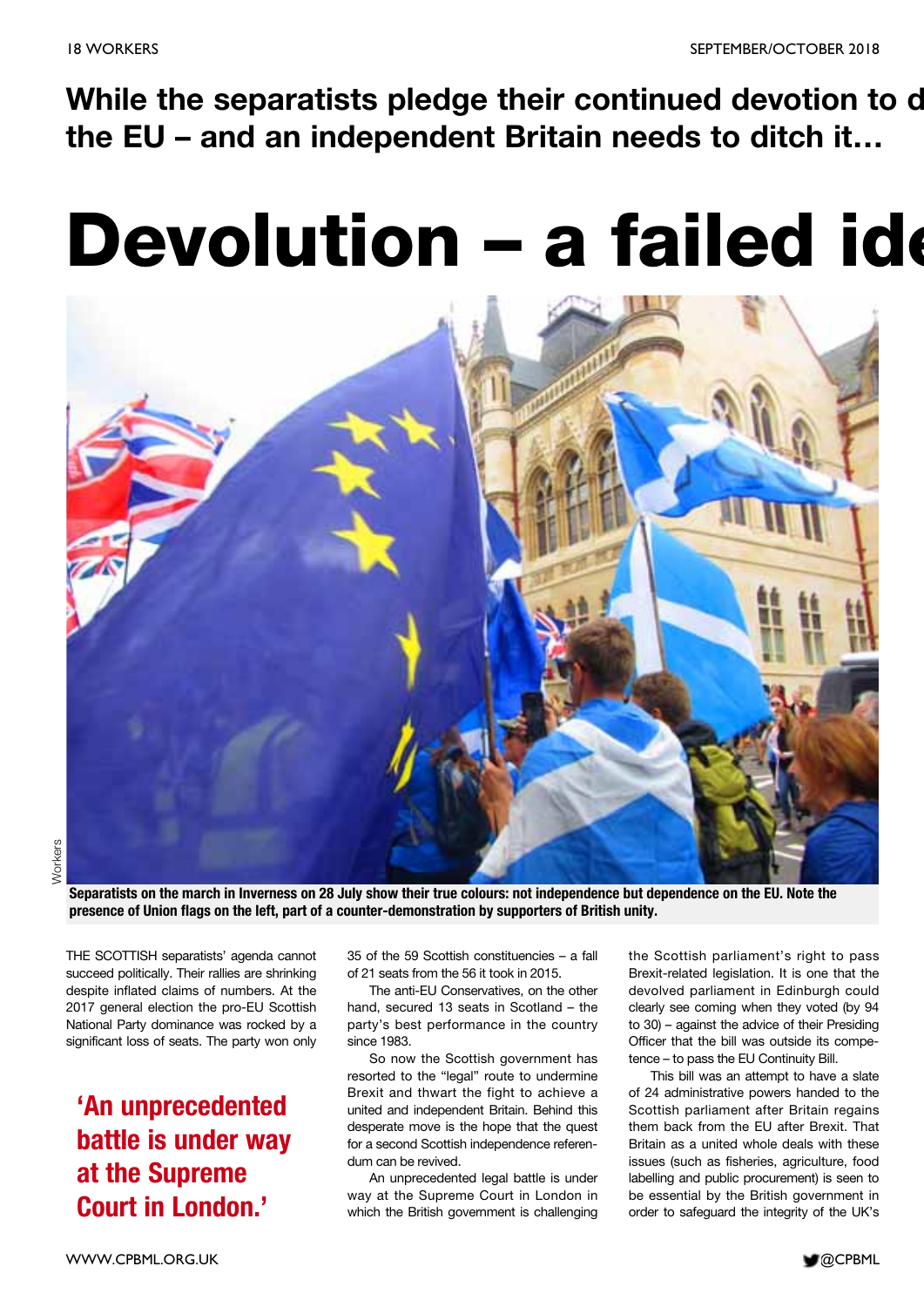**While the separatists pledge their continued devotion to d the EU – and an independent Britain needs to ditch it…**

# Devolution – a failed ide

**Separatists on the march in Inverness on 28 July show their true colours: not independence but dependence on the EU. Note the presence of Union flags on the left, part of a counter-demonstration by supporters of British unity.**

THE SCOTTISH separatists' agenda cannot succeed politically. Their rallies are shrinking despite inflated claims of numbers. At the 2017 general election the pro-EU Scottish National Party dominance was rocked by a significant loss of seats. The party won only 35 of the 59 Scottish constituencies – a fall of 21 seats from the 56 it took in 2015.

The anti-EU Conservatives, on the other hand, secured 13 seats in Scotland – the party's best performance in the country since 1983.

So now the Scottish government has resorted to the "legal" route to undermine Brexit and thwart the fight to achieve a united and independent Britain. Behind this desperate move is the hope that the quest for a second Scottish independence referendum can be revived.

> **'An unprecedented battle is under way at the Supreme Court in London.'**

An unprecedented legal battle is under way at the Supreme Court in London in which the British government is challenging the Scottish parliament's right to pass Brexit-related legislation. It is one that the devolved parliament in Edinburgh could clearly see coming when they voted (by 94 to 30) – against the advice of their Presiding Officer that the bill was outside its competence – to pass the EU Continuity Bill.

This bill was an attempt to have a slate of 24 administrative powers handed to the Scottish parliament after Britain regains them back from the EU after Brexit. That Britain as a united whole deals with these issues (such as fisheries, agriculture, food labelling and public procurement) is seen to be essential by the British government in order to safeguard the integrity of the UK's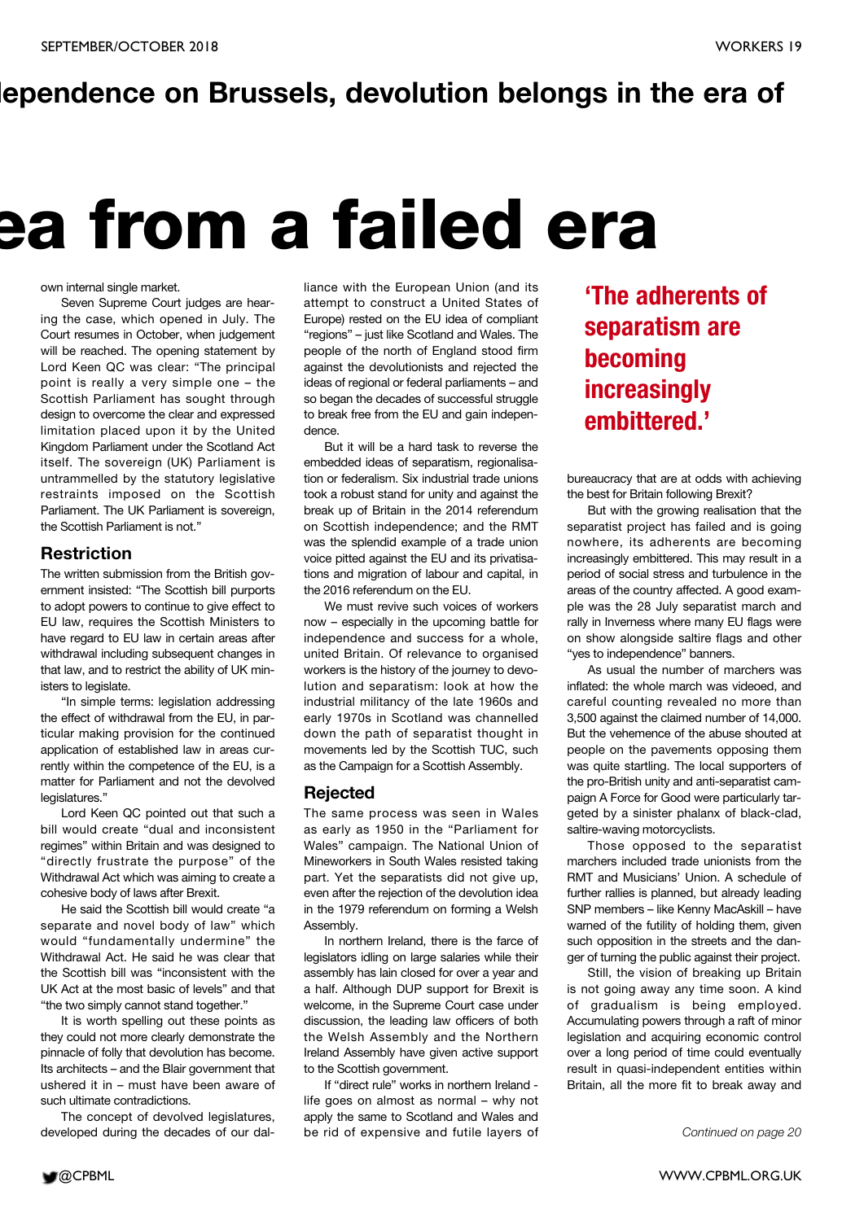**lependence on Brussels, devolution belongs in the era of**

# ea from a failed era

own internal single market.

Seven Supreme Court judges are hearing the case, which opened in July. The Court resumes in October, when judgement will be reached. The opening statement by Lord Keen QC was clear: "The principal point is really a very simple one – the Scottish Parliament has sought through design to overcome the clear and expressed limitation placed upon it by the United Kingdom Parliament under the Scotland Act itself. The sovereign (UK) Parliament is untrammelled by the statutory legislative restraints imposed on the Scottish Parliament. The UK Parliament is sovereign, the Scottish Parliament is not."

## Restriction

The written submission from the British government insisted: "The Scottish bill purports to adopt powers to continue to give effect to EU law, requires the Scottish Ministers to have regard to EU law in certain areas after withdrawal including subsequent changes in that law, and to restrict the ability of UK ministers to legislate.

"In simple terms: legislation addressing the effect of withdrawal from the EU, in particular making provision for the continued application of established law in areas currently within the competence of the EU, is a matter for Parliament and not the devolved legislatures."

Lord Keen QC pointed out that such a bill would create "dual and inconsistent regimes" within Britain and was designed to "directly frustrate the purpose" of the Withdrawal Act which was aiming to create a cohesive body of laws after Brexit.

He said the Scottish bill would create "a separate and novel body of law" which would "fundamentally undermine" the Withdrawal Act. He said he was clear that the Scottish bill was "inconsistent with the UK Act at the most basic of levels" and that "the two simply cannot stand together."

It is worth spelling out these points as they could not more clearly demonstrate the pinnacle of folly that devolution has become. Its architects – and the Blair government that ushered it in – must have been aware of such ultimate contradictions.

The concept of devolved legislatures, developed during the decades of our dalliance with the European Union (and its attempt to construct a United States of Europe) rested on the EU idea of compliant "regions" – just like Scotland and Wales. The people of the north of England stood firm against the devolutionists and rejected the ideas of regional or federal parliaments – and so began the decades of successful struggle to break free from the EU and gain independence.

But it will be a hard task to reverse the embedded ideas of separatism, regionalisation or federalism. Six industrial trade unions took a robust stand for unity and against the break up of Britain in the 2014 referendum on Scottish independence; and the RMT was the splendid example of a trade union voice pitted against the EU and its privatisations and migration of labour and capital, in the 2016 referendum on the EU.

We must revive such voices of workers now – especially in the upcoming battle for independence and success for a whole, united Britain. Of relevance to organised workers is the history of the journey to devolution and separatism: look at how the industrial militancy of the late 1960s and early 1970s in Scotland was channelled down the path of separatist thought in movements led by the Scottish TUC, such as the Campaign for a Scottish Assembly.

## Rejected

The same process was seen in Wales as early as 1950 in the "Parliament for Wales" campaign. The National Union of Mineworkers in South Wales resisted taking part. Yet the separatists did not give up, even after the rejection of the devolution idea in the 1979 referendum on forming a Welsh Assembly.

In northern Ireland, there is the farce of legislators idling on large salaries while their assembly has lain closed for over a year and a half. Although DUP support for Brexit is welcome, in the Supreme Court case under discussion, the leading law officers of both the Welsh Assembly and the Northern Ireland Assembly have given active support to the Scottish government.

If "direct rule" works in northern Ireland - life goes on almost as normal – why not apply the same to Scotland and Wales and be rid of expensive and futile layers of bureaucracy that are at odds with achieving the best for Britain following Brexit?

> **'The adherents of separatism are becoming increasingly embittered.'**

But with the growing realisation that the separatist project has failed and is going nowhere, its adherents are becoming increasingly embittered. This may result in a period of social stress and turbulence in the areas of the country affected. A good example was the 28 July separatist march and rally in Inverness where many EU flags were on show alongside saltire flags and other "yes to independence" banners.

As usual the number of marchers was inflated: the whole march was videoed, and careful counting revealed no more than 3,500 against the claimed number of 14,000. But the vehemence of the abuse shouted at people on the pavements opposing them was quite startling. The local supporters of the pro-British unity and anti-separatist campaign A Force for Good were particularly targeted by a sinister phalanx of black-clad, saltire-waving motorcyclists.

Those opposed to the separatist marchers included trade unionists from the RMT and Musicians' Union. A schedule of further rallies is planned, but already leading SNP members – like Kenny MacAskill – have warned of the futility of holding them, given such opposition in the streets and the danger of turning the public against their project.

Still, the vision of breaking up Britain is not going away any time soon. A kind of gradualism is being employed. Accumulating powers through a raft of minor legislation and acquiring economic control over a long period of time could eventually result in quasi-independent entities within Britain, all the more fit to break away and

*Continued on page 20*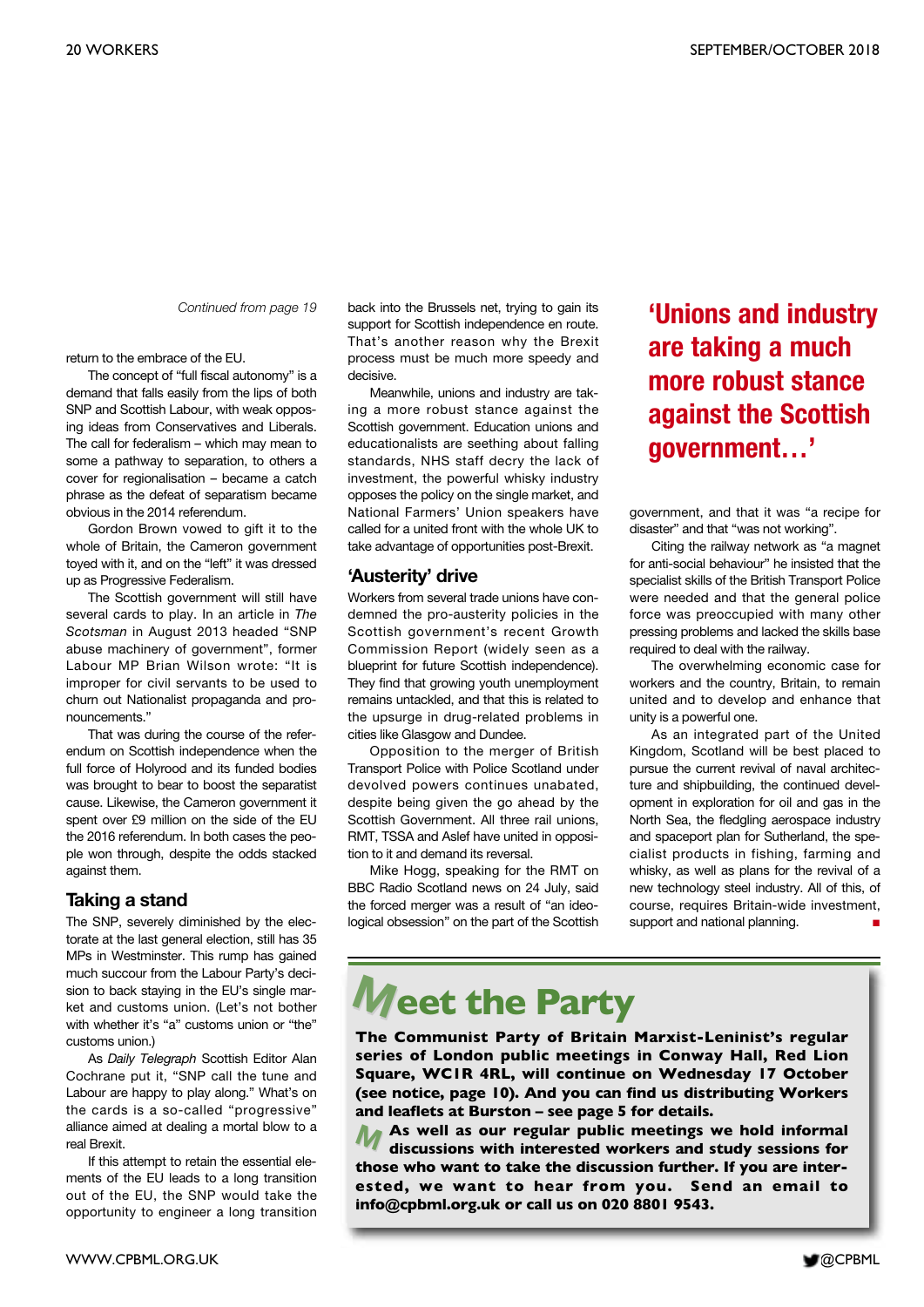*Continued from page 19*

return to the embrace of the EU.

The concept of "full fiscal autonomy" is a demand that falls easily from the lips of both SNP and Scottish Labour, with weak opposing ideas from Conservatives and Liberals. The call for federalism – which may mean to some a pathway to separation, to others a cover for regionalisation – became a catch phrase as the defeat of separatism became obvious in the 2014 referendum.

Gordon Brown vowed to gift it to the whole of Britain, the Cameron government toyed with it, and on the "left" it was dressed up as Progressive Federalism.

The Scottish government will still have several cards to play. In an article in *The Scotsman* in August 2013 headed "SNP abuse machinery of government", former Labour MP Brian Wilson wrote: "It is improper for civil servants to be used to churn out Nationalist propaganda and pronouncements."

That was during the course of the referendum on Scottish independence when the full force of Holyrood and its funded bodies was brought to bear to boost the separatist cause. Likewise, the Cameron government it spent over £9 million on the side of the EU the 2016 referendum. In both cases the people won through, despite the odds stacked against them.

## Taking a stand

The SNP, severely diminished by the electorate at the last general election, still has 35 MPs in Westminster. This rump has gained much succour from the Labour Party's decision to back staying in the EU's single market and customs union. (Let's not bother with whether it's "a" customs union or "the" customs union.)

As *Daily Telegraph* Scottish Editor Alan Cochrane put it, "SNP call the tune and Labour are happy to play along." What's on the cards is a so-called "progressive" alliance aimed at dealing a mortal blow to a real Brexit.

If this attempt to retain the essential elements of the EU leads to a long transition out of the EU, the SNP would take the opportunity to engineer a long transition back into the Brussels net, trying to gain its support for Scottish independence en route. That's another reason why the Brexit process must be much more speedy and decisive.

Meanwhile, unions and industry are taking a more robust stance against the Scottish government. Education unions and educationalists are seething about falling standards, NHS staff decry the lack of investment, the powerful whisky industry opposes the policy on the single market, and National Farmers' Union speakers have called for a united front with the whole UK to take advantage of opportunities post-Brexit.

## 'Austerity' drive

Workers from several trade unions have condemned the pro-austerity policies in the Scottish government's recent Growth Commission Report (widely seen as a blueprint for future Scottish independence). They find that growing youth unemployment remains untackled, and that this is related to the upsurge in drug-related problems in cities like Glasgow and Dundee.

Opposition to the merger of British Transport Police with Police Scotland under devolved powers continues unabated, despite being given the go ahead by the Scottish Government. All three rail unions, RMT, TSSA and Aslef have united in opposition to it and demand its reversal.

Mike Hogg, speaking for the RMT on BBC Radio Scotland news on 24 July, said the forced merger was a result of "an ideological obsession" on the part of the Scottish government, and that it was "a recipe for disaster" and that "was not working".

**'Unions and industry are taking a much more robust stance against the Scottish government…'**

Citing the railway network as "a magnet for anti-social behaviour" he insisted that the specialist skills of the British Transport Police were needed and that the general police force was preoccupied with many other pressing problems and lacked the skills base required to deal with the railway.

The overwhelming economic case for workers and the country, Britain, to remain united and to develop and enhance that unity is a powerful one.

As an integrated part of the United Kingdom, Scotland will be best placed to pursue the current revival of naval architecture and shipbuilding, the continued development in exploration for oil and gas in the North Sea, the fledgling aerospace industry and spaceport plan for Sutherland, the specialist products in fishing, farming and whisky, as well as plans for the revival of a new technology steel industry. All of this, of course, requires Britain-wide investment, support and national planning. ■

## Meet the Party

**The Communist Party of Britain Marxist-Leninist's regular series of London public meetings in Conway Hall, Red Lion Square, WC1R 4RL, will continue on Wednesday 17 October (see notice, page 10). And you can find us distributing Workers and leaflets at Burston – see page 5 for details.**

**As well as our regular public meetings we hold informal discussions with interested workers and study sessions for those who want to take the discussion further. If you are interested, we want to hear from you. Send an email to info@cpbml.org.uk or call us on 020 8801 9543.**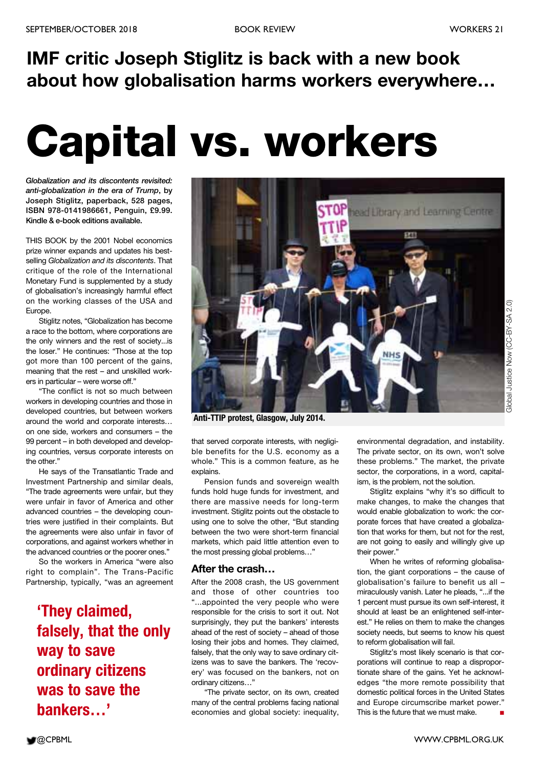## IMF critic Joseph Stiglitz is back with a new book about how globalisation harms workers everywhere…

# Capital vs. workers

***Globalization and its discontents revisited: anti-globalization in the era of Trump*, by Joseph Stiglitz, paperback, 528 pages, ISBN 978-0141986661, Penguin, £9.99. Kindle & e-book editions available.**

THIS BOOK by the 2001 Nobel economics prize winner expands and updates his best-selling *Globalization and its discontents*. That critique of the role of the International Monetary Fund is supplemented by a study of globalisation's increasingly harmful effect on the working classes of the USA and Europe.

Stiglitz notes, "Globalization has become a race to the bottom, where corporations are the only winners and the rest of society...is the loser." He continues: "Those at the top got more than 100 percent of the gains, meaning that the rest – and unskilled workers in particular – were worse off."

"The conflict is not so much between workers in developing countries and those in developed countries, but between workers around the world and corporate interests… on one side, workers and consumers – the 99 percent – in both developed and developing countries, versus corporate interests on the other."

He says of the Transatlantic Trade and Investment Partnership and similar deals, "The trade agreements were unfair, but they were unfair in favor of America and other advanced countries – the developing countries were justified in their complaints. But the agreements were also unfair in favor of corporations, and against workers whether in the advanced countries or the poorer ones."

So the workers in America "were also right to complain". The Trans-Pacific Partnership, typically, "was an agreement that served corporate interests, with negligible benefits for the U.S. economy as a whole." This is a common feature, as he explains.

**'They claimed, falsely, that the only way to save ordinary citizens was to save the bankers…'**

Anti-TTIP protest, Glasgow, July 2014.

Pension funds and sovereign wealth funds hold huge funds for investment, and there are massive needs for long-term investment. Stiglitz points out the obstacle to using one to solve the other, "But standing between the two were short-term financial markets, which paid little attention even to the most pressing global problems…"

### After the crash…

After the 2008 crash, the US government and those of other countries too "...appointed the very people who were responsible for the crisis to sort it out. Not surprisingly, they put the bankers' interests ahead of the rest of society – ahead of those losing their jobs and homes. They claimed, falsely, that the only way to save ordinary citizens was to save the bankers. The 'recovery' was focused on the bankers, not on ordinary citizens…"

"The private sector, on its own, created many of the central problems facing national economies and global society: inequality, environmental degradation, and instability. The private sector, on its own, won't solve these problems." The market, the private sector, the corporations, in a word, capitalism, is the problem, not the solution.

Stiglitz explains "why it's so difficult to make changes, to make the changes that would enable globalization to work: the corporate forces that have created a globalization that works for them, but not for the rest, are not going to easily and willingly give up their power."

When he writes of reforming globalisation, the giant corporations – the cause of globalisation's failure to benefit us all – miraculously vanish. Later he pleads, "...if the 1 percent must pursue its own self-interest, it should at least be an enlightened self-interest." He relies on them to make the changes society needs, but seems to know his quest to reform globalisation will fail.

Stiglitz's most likely scenario is that corporations will continue to reap a disproportionate share of the gains. Yet he acknowledges "the more remote possibility that domestic political forces in the United States and Europe circumscribe market power." This is the future that we must make. ■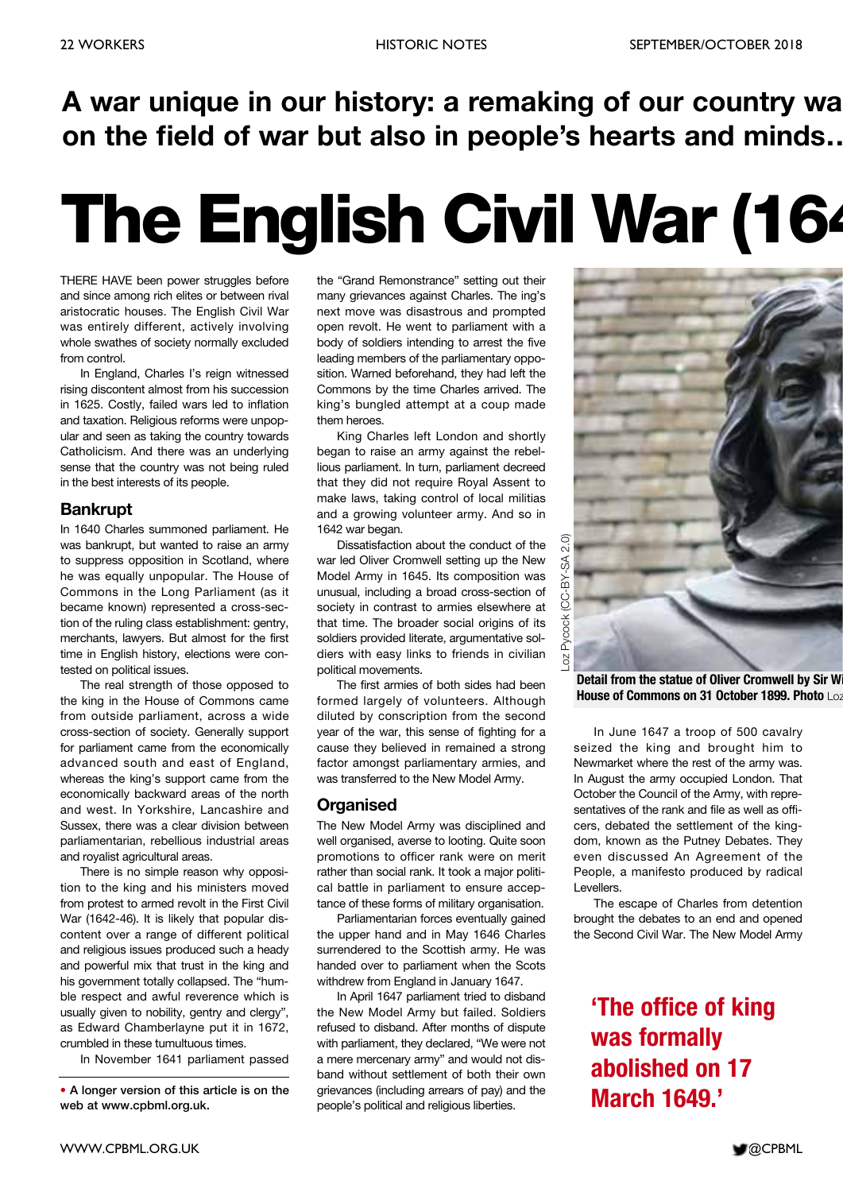# A war unique in our history: a remaking of our country wa on the field of war but also in people's hearts and minds…

# The English Civil War (164

THERE HAVE been power struggles before and since among rich elites or between rival aristocratic houses. The English Civil War was entirely different, actively involving whole swathes of society normally excluded from control.

In England, Charles I's reign witnessed rising discontent almost from his succession in 1625. Costly, failed wars led to inflation and taxation. Religious reforms were unpopular and seen as taking the country towards Catholicism. And there was an underlying sense that the country was not being ruled in the best interests of its people.

## Bankrupt

In 1640 Charles summoned parliament. He was bankrupt, but wanted to raise an army to suppress opposition in Scotland, where he was equally unpopular. The House of Commons in the Long Parliament (as it became known) represented a cross-section of the ruling class establishment: gentry, merchants, lawyers. But almost for the first time in English history, elections were contested on political issues.

The real strength of those opposed to the king in the House of Commons came from outside parliament, across a wide cross-section of society. Generally support for parliament came from the economically advanced south and east of England, whereas the king's support came from the economically backward areas of the north and west. In Yorkshire, Lancashire and Sussex, there was a clear division between parliamentarian, rebellious industrial areas and royalist agricultural areas.

There is no simple reason why opposition to the king and his ministers moved from protest to armed revolt in the First Civil War (1642-46). It is likely that popular discontent over a range of different political and religious issues produced such a heady and powerful mix that trust in the king and his government totally collapsed. The "humble respect and awful reverence which is usually given to nobility, gentry and clergy", as Edward Chamberlayne put it in 1672, crumbled in these tumultuous times.

In November 1641 parliament passed the "Grand Remonstrance" setting out their many grievances against Charles. The ing's next move was disastrous and prompted open revolt. He went to parliament with a body of soldiers intending to arrest the five leading members of the parliamentary opposition. Warned beforehand, they had left the Commons by the time Charles arrived. The king's bungled attempt at a coup made them heroes.

King Charles left London and shortly began to raise an army against the rebellious parliament. In turn, parliament decreed that they did not require Royal Assent to make laws, taking control of local militias and a growing volunteer army. And so in 1642 war began.

Dissatisfaction about the conduct of the war led Oliver Cromwell setting up the New Model Army in 1645. Its composition was unusual, including a broad cross-section of society in contrast to armies elsewhere at that time. The broader social origins of its soldiers provided literate, argumentative soldiers with easy links to friends in civilian political movements.

The first armies of both sides had been formed largely of volunteers. Although diluted by conscription from the second year of the war, this sense of fighting for a cause they believed in remained a strong factor amongst parliamentary armies, and was transferred to the New Model Army.

## Organised

The New Model Army was disciplined and well organised, averse to looting. Quite soon promotions to officer rank were on merit rather than social rank. It took a major political battle in parliament to ensure acceptance of these forms of military organisation.

Parliamentarian forces eventually gained the upper hand and in May 1646 Charles surrendered to the Scottish army. He was handed over to parliament when the Scots withdrew from England in January 1647.

In April 1647 parliament tried to disband the New Model Army but failed. Soldiers refused to disband. After months of dispute with parliament, they declared, "We were not a mere mercenary army" and would not disband without settlement of both their own grievances (including arrears of pay) and the people's political and religious liberties.

Loz Pycock (CC-BY-SA 2.0)

**Detail from the statue of Oliver Cromwell by Sir Wi House of Commons on 31 October 1899. Photo** Loz

In June 1647 a troop of 500 cavalry seized the king and brought him to Newmarket where the rest of the army was. In August the army occupied London. That October the Council of the Army, with representatives of the rank and file as well as officers, debated the settlement of the kingdom, known as the Putney Debates. They even discussed An Agreement of the People, a manifesto produced by radical Levellers.

The escape of Charles from detention brought the debates to an end and opened the Second Civil War. The New Model Army

**'The office of king was formally abolished on 17 March 1649.'**

**• A longer version of this article is on the web at www.cpbml.org.uk.**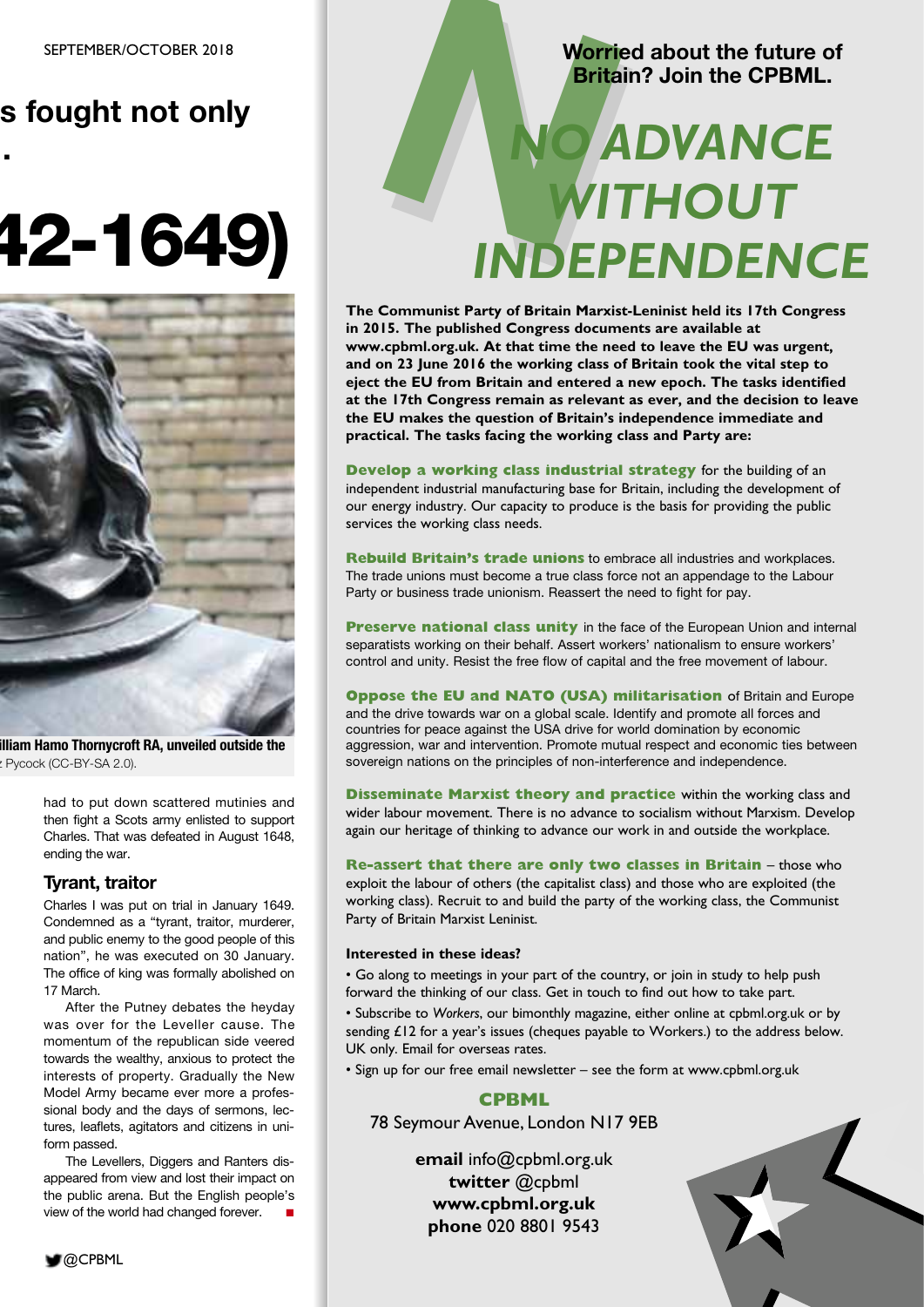## s fought not only

.

# 42-1649)

illiam Hamo Thornycroft RA, unveiled outside the
: Pycock (CC-BY-SA 2.0).

had to put down scattered mutinies and then fight a Scots army enlisted to support Charles. That was defeated in August 1648, ending the war.

### Tyrant, traitor

Charles I was put on trial in January 1649. Condemned as a "tyrant, traitor, murderer, and public enemy to the good people of this nation", he was executed on 30 January. The office of king was formally abolished on 17 March.

After the Putney debates the heyday was over for the Leveller cause. The momentum of the republican side veered towards the wealthy, anxious to protect the interests of property. Gradually the New Model Army became ever more a professional body and the days of sermons, lectures, leaflets, agitators and citizens in uniform passed.

The Levellers, Diggers and Ranters disappeared from view and lost their impact on the public arena. But the English people's view of the world had changed forever. ■

**Worried about the future of Britain? Join the CPBML.**

# *NO ADVANCE WITHOUT INDEPENDENCE*

**The Communist Party of Britain Marxist-Leninist held its 17th Congress in 2015. The published Congress documents are available at www.cpbml.org.uk. At that time the need to leave the EU was urgent, and on 23 June 2016 the working class of Britain took the vital step to eject the EU from Britain and entered a new epoch. The tasks identified at the 17th Congress remain as relevant as ever, and the decision to leave the EU makes the question of Britain's independence immediate and practical. The tasks facing the working class and Party are:**

**Develop a working class industrial strategy** for the building of an independent industrial manufacturing base for Britain, including the development of our energy industry. Our capacity to produce is the basis for providing the public services the working class needs.

**Rebuild Britain's trade unions** to embrace all industries and workplaces. The trade unions must become a true class force not an appendage to the Labour Party or business trade unionism. Reassert the need to fight for pay.

**Preserve national class unity** in the face of the European Union and internal separatists working on their behalf. Assert workers' nationalism to ensure workers' control and unity. Resist the free flow of capital and the free movement of labour.

**Oppose the EU and NATO (USA) militarisation** of Britain and Europe and the drive towards war on a global scale. Identify and promote all forces and countries for peace against the USA drive for world domination by economic aggression, war and intervention. Promote mutual respect and economic ties between sovereign nations on the principles of non-interference and independence.

**Disseminate Marxist theory and practice** within the working class and wider labour movement. There is no advance to socialism without Marxism. Develop again our heritage of thinking to advance our work in and outside the workplace.

**Re-assert that there are only two classes in Britain** – those who exploit the labour of others (the capitalist class) and those who are exploited (the working class). Recruit to and build the party of the working class, the Communist Party of Britain Marxist Leninist.

**Interested in these ideas?**

- Go along to meetings in your part of the country, or join in study to help push forward the thinking of our class. Get in touch to find out how to take part.
- Subscribe to *Workers*, our bimonthly magazine, either online at cpbml.org.uk or by sending £12 for a year's issues (cheques payable to Workers.) to the address below. UK only. Email for overseas rates.
- Sign up for our free email newsletter – see the form at www.cpbml.org.uk

**CPBML**
78 Seymour Avenue, London N17 9EB

**email** info@cpbml.org.uk
**twitter** @cpbml
**www.cpbml.org.uk**
**phone** 020 8801 9543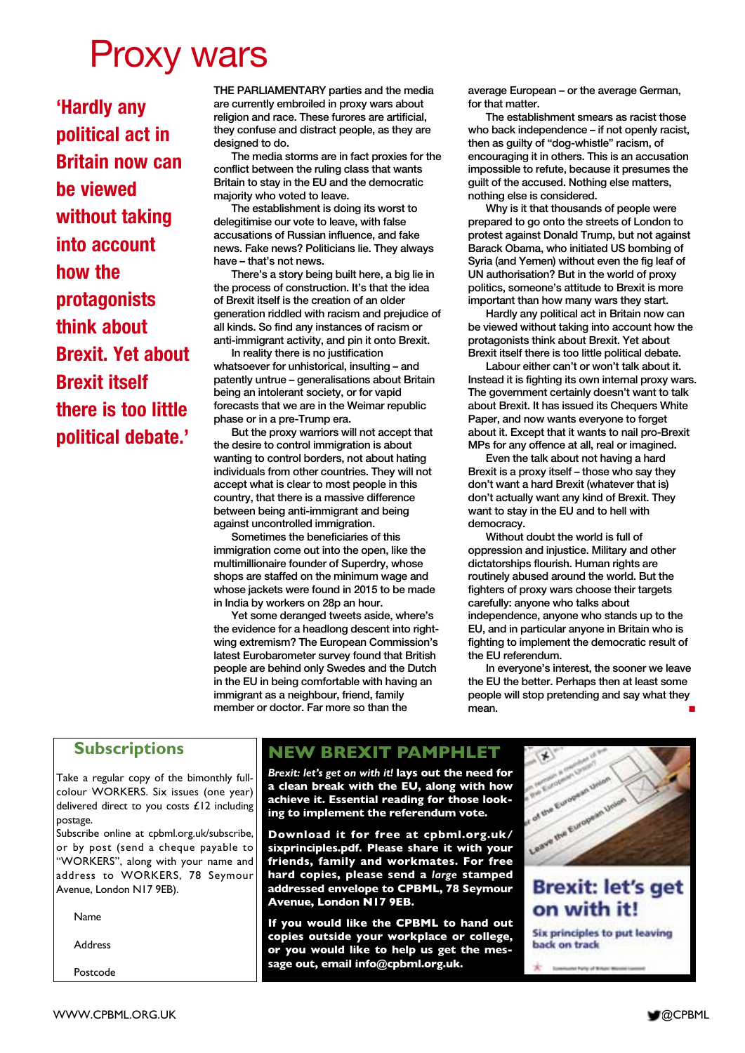# Proxy wars

**'Hardly any political act in Britain now can be viewed without taking into account how the protagonists think about Brexit. Yet about Brexit itself there is too little political debate.'**

THE PARLIAMENTARY parties and the media are currently embroiled in proxy wars about religion and race. These furores are artificial, they confuse and distract people, as they are designed to do.

The media storms are in fact proxies for the conflict between the ruling class that wants Britain to stay in the EU and the democratic majority who voted to leave.

The establishment is doing its worst to delegitimise our vote to leave, with false accusations of Russian influence, and fake news. Fake news? Politicians lie. They always have – that's not news.

There's a story being built here, a big lie in the process of construction. It's that the idea of Brexit itself is the creation of an older generation riddled with racism and prejudice of all kinds. So find any instances of racism or anti-immigrant activity, and pin it onto Brexit.

In reality there is no justification whatsoever for unhistorical, insulting – and patently untrue – generalisations about Britain being an intolerant society, or for vapid forecasts that we are in the Weimar republic phase or in a pre-Trump era.

But the proxy warriors will not accept that the desire to control immigration is about wanting to control borders, not about hating individuals from other countries. They will not accept what is clear to most people in this country, that there is a massive difference between being anti-immigrant and being against uncontrolled immigration.

Sometimes the beneficiaries of this immigration come out into the open, like the multimillionaire founder of Superdry, whose shops are staffed on the minimum wage and whose jackets were found in 2015 to be made in India by workers on 28p an hour.

Yet some deranged tweets aside, where's the evidence for a headlong descent into right-wing extremism? The European Commission's latest Eurobarometer survey found that British people are behind only Swedes and the Dutch in the EU in being comfortable with having an immigrant as a neighbour, friend, family member or doctor. Far more so than the average European – or the average German, for that matter.

The establishment smears as racist those who back independence – if not openly racist, then as guilty of "dog-whistle" racism, of encouraging it in others. This is an accusation impossible to refute, because it presumes the guilt of the accused. Nothing else matters, nothing else is considered.

Why is it that thousands of people were prepared to go onto the streets of London to protest against Donald Trump, but not against Barack Obama, who initiated US bombing of Syria (and Yemen) without even the fig leaf of UN authorisation? But in the world of proxy politics, someone's attitude to Brexit is more important than how many wars they start.

Hardly any political act in Britain now can be viewed without taking into account how the protagonists think about Brexit. Yet about Brexit itself there is too little political debate.

Labour either can't or won't talk about it. Instead it is fighting its own internal proxy wars. The government certainly doesn't want to talk about Brexit. It has issued its Chequers White Paper, and now wants everyone to forget about it. Except that it wants to nail pro-Brexit MPs for any offence at all, real or imagined.

Even the talk about not having a hard Brexit is a proxy itself – those who say they don't want a hard Brexit (whatever that is) don't actually want any kind of Brexit. They want to stay in the EU and to hell with democracy.

Without doubt the world is full of oppression and injustice. Military and other dictatorships flourish. Human rights are routinely abused around the world. But the fighters of proxy wars choose their targets carefully: anyone who talks about independence, anyone who stands up to the EU, and in particular anyone in Britain who is fighting to implement the democratic result of the EU referendum.

In everyone's interest, the sooner we leave the EU the better. Perhaps then at least some people will stop pretending and say what they mean. ■

## Subscriptions

Take a regular copy of the bimonthly full-colour WORKERS. Six issues (one year) delivered direct to you costs £12 including postage.

Subscribe online at cpbml.org.uk/subscribe, or by post (send a cheque payable to "WORKERS", along with your name and address to WORKERS, 78 Seymour Avenue, London N17 9EB).

Name

Address

Postcode

## NEW BREXIT PAMPHLET

***Brexit: let's get on with it!*** **lays out the need for a clean break with the EU, along with how achieve it. Essential reading for those looking to implement the referendum vote.**

**Download it for free at cpbml.org.uk/sixprinciples.pdf. Please share it with your friends, family and workmates. For free hard copies, please send a *large* stamped addressed envelope to CPBML, 78 Seymour Avenue, London N17 9EB.**

**If you would like the CPBML to hand out copies outside your workplace or college, or you would like to help us get the message out, email info@cpbml.org.uk.**

**Brexit: let's get on with it!**

Six principles to put leaving back on track